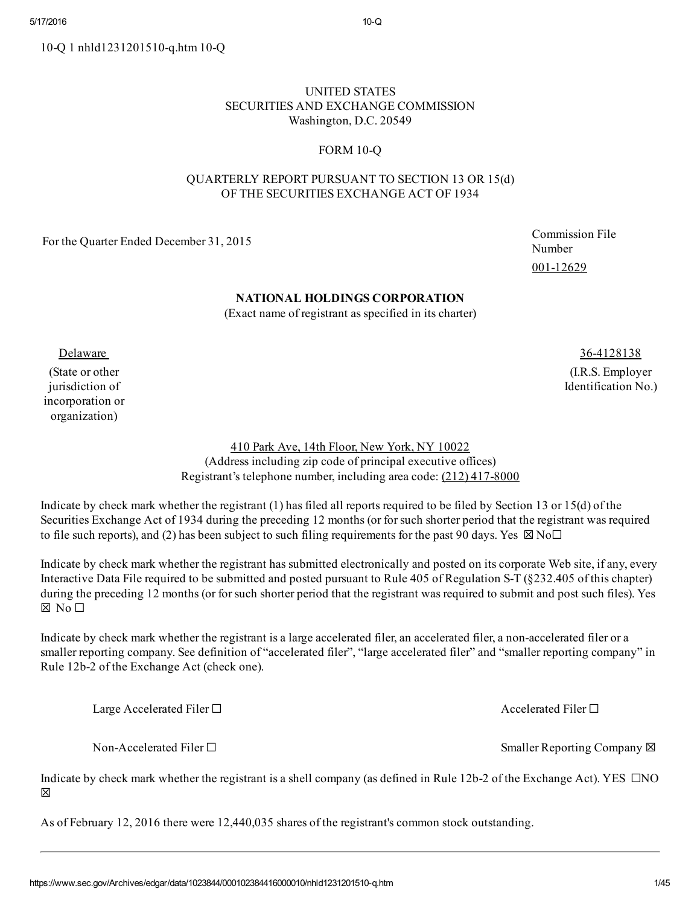10-Q 1 nhld1231201510-q.htm 10-Q

UNITED STATES
SECURITIES AND EXCHANGE COMMISSION
Washington, D.C. 20549

FORM 10-Q

QUARTERLY REPORT PURSUANT TO SECTION 13 OR 15(d)
OF THE SECURITIES EXCHANGE ACT OF 1934

For the Quarter Ended December 31, 2015

Commission File Number
001-12629

**NATIONAL HOLDINGS CORPORATION**
(Exact name of registrant as specified in its charter)

| Delaware | 36-4128138 |
|---|---|
| (State or other jurisdiction of incorporation or organization) | (I.R.S. Employer Identification No.) |

410 Park Ave, 14th Floor, New York, NY 10022
(Address including zip code of principal executive offices)
Registrant's telephone number, including area code: (212) 417-8000

Indicate by check mark whether the registrant (1) has filed all reports required to be filed by Section 13 or 15(d) of the Securities Exchange Act of 1934 during the preceding 12 months (or for such shorter period that the registrant was required to file such reports), and (2) has been subject to such filing requirements for the past 90 days. Yes ☒ No☐

Indicate by check mark whether the registrant has submitted electronically and posted on its corporate Web site, if any, every Interactive Data File required to be submitted and posted pursuant to Rule 405 of Regulation S-T (§232.405 of this chapter) during the preceding 12 months (or for such shorter period that the registrant was required to submit and post such files). Yes ☒ No ☐

Indicate by check mark whether the registrant is a large accelerated filer, an accelerated filer, a non-accelerated filer or a smaller reporting company. See definition of "accelerated filer", "large accelerated filer" and "smaller reporting company" in Rule 12b-2 of the Exchange Act (check one).

| | |
|---|---|
| Large Accelerated Filer ☐ | Accelerated Filer ☐ |
| Non-Accelerated Filer ☐ | Smaller Reporting Company ☒ |

Indicate by check mark whether the registrant is a shell company (as defined in Rule 12b-2 of the Exchange Act). YES ☐NO ☒

As of February 12, 2016 there were 12,440,035 shares of the registrant's common stock outstanding.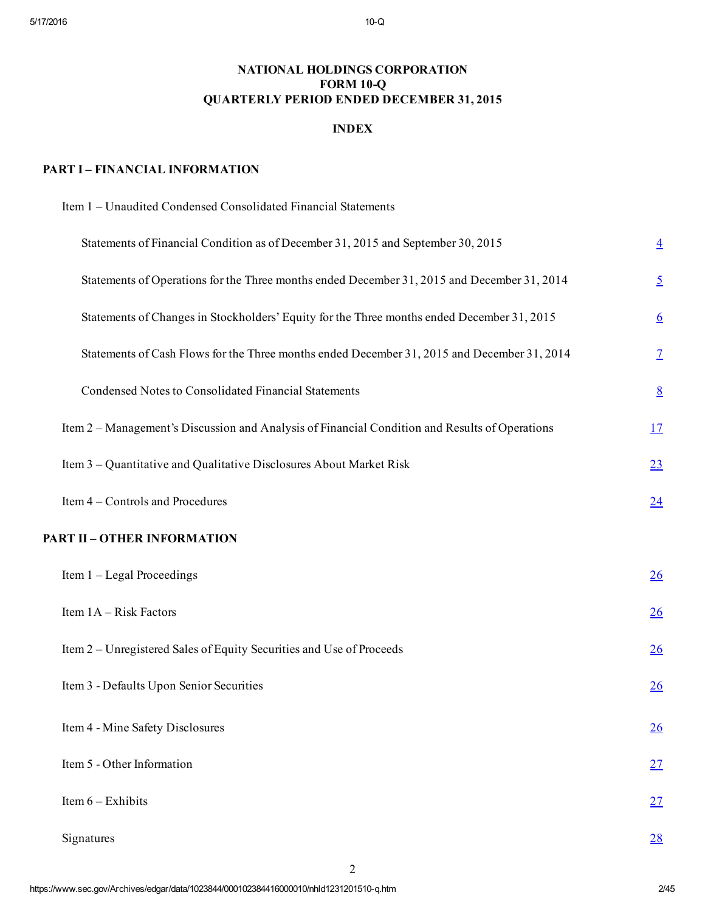**NATIONAL HOLDINGS CORPORATION**
**FORM 10-Q**
**QUARTERLY PERIOD ENDED DECEMBER 31, 2015**

**INDEX**

**PART I – FINANCIAL INFORMATION**

| | |
|---|---|
| Item 1 – Unaudited Condensed Consolidated Financial Statements | |
| Statements of Financial Condition as of December 31, 2015 and September 30, 2015 | 4 |
| Statements of Operations for the Three months ended December 31, 2015 and December 31, 2014 | 5 |
| Statements of Changes in Stockholders' Equity for the Three months ended December 31, 2015 | 6 |
| Statements of Cash Flows for the Three months ended December 31, 2015 and December 31, 2014 | 7 |
| Condensed Notes to Consolidated Financial Statements | 8 |
| Item 2 – Management's Discussion and Analysis of Financial Condition and Results of Operations | 17 |
| Item 3 – Quantitative and Qualitative Disclosures About Market Risk | 23 |
| Item 4 – Controls and Procedures | 24 |

**PART II – OTHER INFORMATION**

| | |
|---|---|
| Item 1 – Legal Proceedings | 26 |
| Item 1A – Risk Factors | 26 |
| Item 2 – Unregistered Sales of Equity Securities and Use of Proceeds | 26 |
| Item 3 - Defaults Upon Senior Securities | 26 |
| Item 4 - Mine Safety Disclosures | 26 |
| Item 5 - Other Information | 27 |
| Item 6 – Exhibits | 27 |
| Signatures | 28 |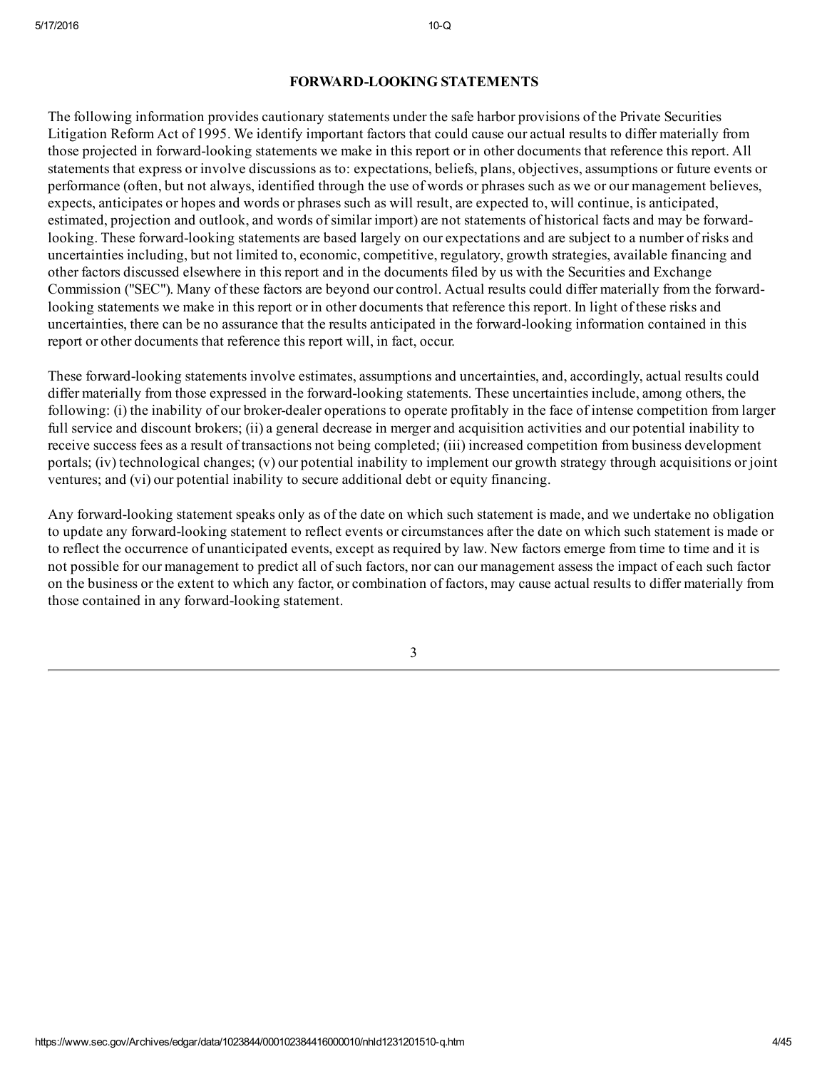## FORWARD-LOOKING STATEMENTS

The following information provides cautionary statements under the safe harbor provisions of the Private Securities Litigation Reform Act of 1995. We identify important factors that could cause our actual results to differ materially from those projected in forward-looking statements we make in this report or in other documents that reference this report. All statements that express or involve discussions as to: expectations, beliefs, plans, objectives, assumptions or future events or performance (often, but not always, identified through the use of words or phrases such as we or our management believes, expects, anticipates or hopes and words or phrases such as will result, are expected to, will continue, is anticipated, estimated, projection and outlook, and words of similar import) are not statements of historical facts and may be forward-looking. These forward-looking statements are based largely on our expectations and are subject to a number of risks and uncertainties including, but not limited to, economic, competitive, regulatory, growth strategies, available financing and other factors discussed elsewhere in this report and in the documents filed by us with the Securities and Exchange Commission ("SEC"). Many of these factors are beyond our control. Actual results could differ materially from the forward-looking statements we make in this report or in other documents that reference this report. In light of these risks and uncertainties, there can be no assurance that the results anticipated in the forward-looking information contained in this report or other documents that reference this report will, in fact, occur.

These forward-looking statements involve estimates, assumptions and uncertainties, and, accordingly, actual results could differ materially from those expressed in the forward-looking statements. These uncertainties include, among others, the following: (i) the inability of our broker-dealer operations to operate profitably in the face of intense competition from larger full service and discount brokers; (ii) a general decrease in merger and acquisition activities and our potential inability to receive success fees as a result of transactions not being completed; (iii) increased competition from business development portals; (iv) technological changes; (v) our potential inability to implement our growth strategy through acquisitions or joint ventures; and (vi) our potential inability to secure additional debt or equity financing.

Any forward-looking statement speaks only as of the date on which such statement is made, and we undertake no obligation to update any forward-looking statement to reflect events or circumstances after the date on which such statement is made or to reflect the occurrence of unanticipated events, except as required by law. New factors emerge from time to time and it is not possible for our management to predict all of such factors, nor can our management assess the impact of each such factor on the business or the extent to which any factor, or combination of factors, may cause actual results to differ materially from those contained in any forward-looking statement.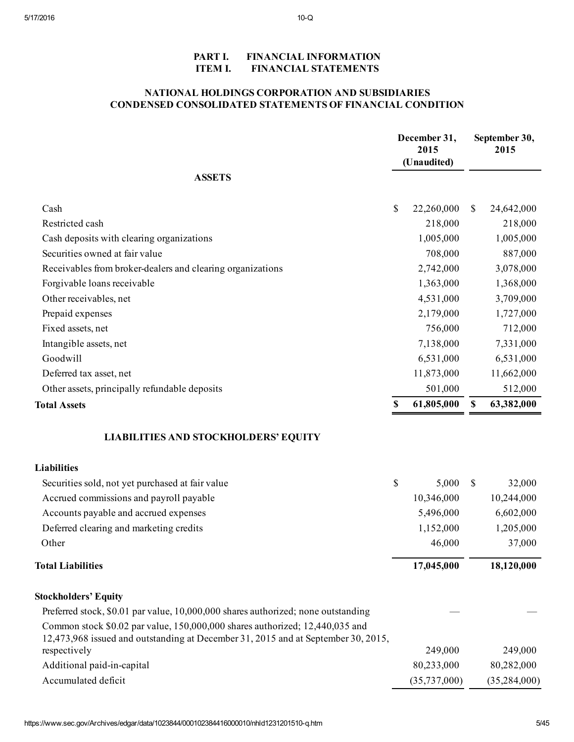# PART I. FINANCIAL INFORMATION
# ITEM I. FINANCIAL STATEMENTS

## NATIONAL HOLDINGS CORPORATION AND SUBSIDIARIES
## CONDENSED CONSOLIDATED STATEMENTS OF FINANCIAL CONDITION

| | December 31, 2015 (Unaudited) | September 30, 2015 |
|---|---|---|
| **ASSETS** | | |
| Cash | $ 22,260,000 | $ 24,642,000 |
| Restricted cash | 218,000 | 218,000 |
| Cash deposits with clearing organizations | 1,005,000 | 1,005,000 |
| Securities owned at fair value | 708,000 | 887,000 |
| Receivables from broker-dealers and clearing organizations | 2,742,000 | 3,078,000 |
| Forgivable loans receivable | 1,363,000 | 1,368,000 |
| Other receivables, net | 4,531,000 | 3,709,000 |
| Prepaid expenses | 2,179,000 | 1,727,000 |
| Fixed assets, net | 756,000 | 712,000 |
| Intangible assets, net | 7,138,000 | 7,331,000 |
| Goodwill | 6,531,000 | 6,531,000 |
| Deferred tax asset, net | 11,873,000 | 11,662,000 |
| Other assets, principally refundable deposits | 501,000 | 512,000 |
| **Total Assets** | **$ 61,805,000** | **$ 63,382,000** |
| **LIABILITIES AND STOCKHOLDERS' EQUITY** | | |
| **Liabilities** | | |
| Securities sold, not yet purchased at fair value | $ 5,000 | $ 32,000 |
| Accrued commissions and payroll payable | 10,346,000 | 10,244,000 |
| Accounts payable and accrued expenses | 5,496,000 | 6,602,000 |
| Deferred clearing and marketing credits | 1,152,000 | 1,205,000 |
| Other | 46,000 | 37,000 |
| **Total Liabilities** | **17,045,000** | **18,120,000** |
| **Stockholders' Equity** | | |
| Preferred stock, $0.01 par value, 10,000,000 shares authorized; none outstanding | — | — |
| Common stock $0.02 par value, 150,000,000 shares authorized; 12,440,035 and 12,473,968 issued and outstanding at December 31, 2015 and at September 30, 2015, respectively | 249,000 | 249,000 |
| Additional paid-in-capital | 80,233,000 | 80,282,000 |
| Accumulated deficit | (35,737,000) | (35,284,000) |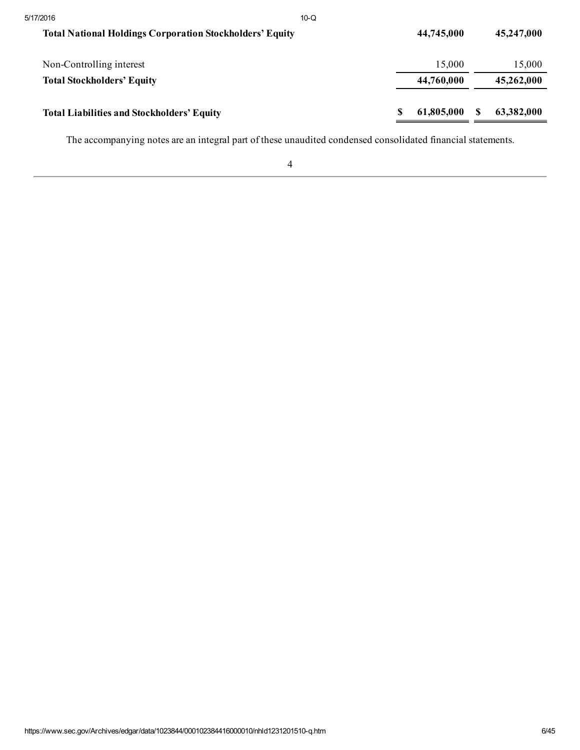| | | |
|---|---|---|
| **Total National Holdings Corporation Stockholders' Equity** | **44,745,000** | **45,247,000** |
| Non-Controlling interest | 15,000 | 15,000 |
| **Total Stockholders' Equity** | **44,760,000** | **45,262,000** |
| **Total Liabilities and Stockholders' Equity** | **$ 61,805,000** | **$ 63,382,000** |

The accompanying notes are an integral part of these unaudited condensed consolidated financial statements.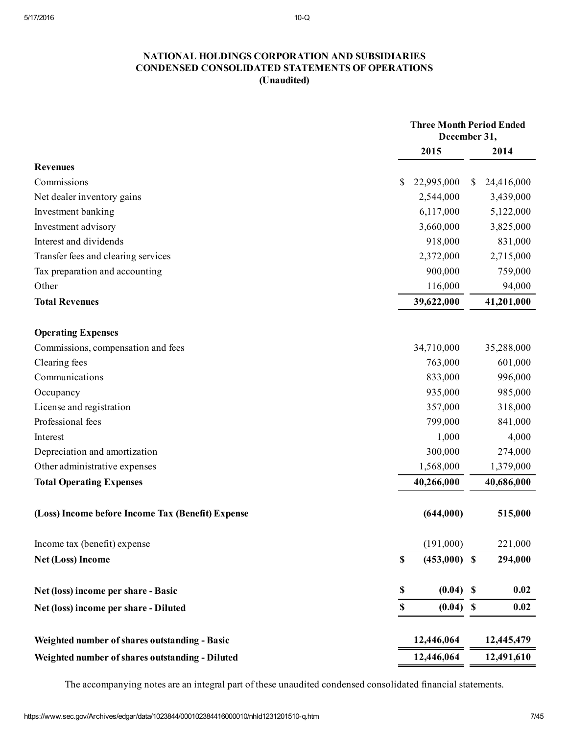**NATIONAL HOLDINGS CORPORATION AND SUBSIDIARIES**
**CONDENSED CONSOLIDATED STATEMENTS OF OPERATIONS**
**(Unaudited)**

| | Three Month Period Ended December 31, | |
|---|---|---|
| | **2015** | **2014** |
| **Revenues** | | |
| Commissions | $ 22,995,000 | $ 24,416,000 |
| Net dealer inventory gains | 2,544,000 | 3,439,000 |
| Investment banking | 6,117,000 | 5,122,000 |
| Investment advisory | 3,660,000 | 3,825,000 |
| Interest and dividends | 918,000 | 831,000 |
| Transfer fees and clearing services | 2,372,000 | 2,715,000 |
| Tax preparation and accounting | 900,000 | 759,000 |
| Other | 116,000 | 94,000 |
| **Total Revenues** | **39,622,000** | **41,201,000** |
| | | |
| **Operating Expenses** | | |
| Commissions, compensation and fees | 34,710,000 | 35,288,000 |
| Clearing fees | 763,000 | 601,000 |
| Communications | 833,000 | 996,000 |
| Occupancy | 935,000 | 985,000 |
| License and registration | 357,000 | 318,000 |
| Professional fees | 799,000 | 841,000 |
| Interest | 1,000 | 4,000 |
| Depreciation and amortization | 300,000 | 274,000 |
| Other administrative expenses | 1,568,000 | 1,379,000 |
| **Total Operating Expenses** | **40,266,000** | **40,686,000** |
| | | |
| **(Loss) Income before Income Tax (Benefit) Expense** | **(644,000)** | **515,000** |
| | | |
| Income tax (benefit) expense | (191,000) | 221,000 |
| **Net (Loss) Income** | **$ (453,000)** | **$ 294,000** |
| | | |
| **Net (loss) income per share - Basic** | **$ (0.04)** | **$ 0.02** |
| **Net (loss) income per share - Diluted** | **$ (0.04)** | **$ 0.02** |
| | | |
| **Weighted number of shares outstanding - Basic** | **12,446,064** | **12,445,479** |
| **Weighted number of shares outstanding - Diluted** | **12,446,064** | **12,491,610** |

The accompanying notes are an integral part of these unaudited condensed consolidated financial statements.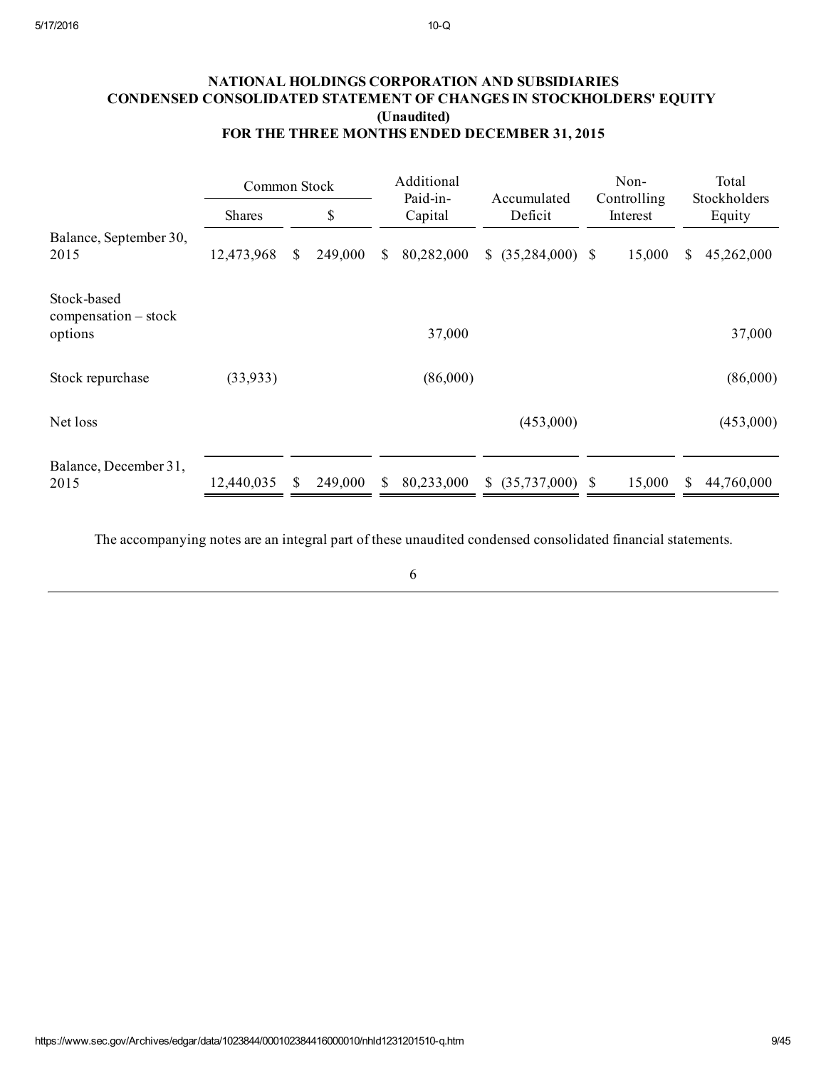**NATIONAL HOLDINGS CORPORATION AND SUBSIDIARIES**
**CONDENSED CONSOLIDATED STATEMENT OF CHANGES IN STOCKHOLDERS' EQUITY**
**(Unaudited)**
**FOR THE THREE MONTHS ENDED DECEMBER 31, 2015**

| | Common Stock | | Additional Paid-in-Capital | Accumulated Deficit | Non-Controlling Interest | Total Stockholders Equity |
|---|---|---|---|---|---|---|
| | Shares | $ | | | | |
| Balance, September 30, 2015 | 12,473,968 | $ 249,000 | $ 80,282,000 | $ (35,284,000) | $ 15,000 | $ 45,262,000 |
| Stock-based compensation – stock options | | | 37,000 | | | 37,000 |
| Stock repurchase | (33,933) | | (86,000) | | | (86,000) |
| Net loss | | | | (453,000) | | (453,000) |
| Balance, December 31, 2015 | 12,440,035 | $ 249,000 | $ 80,233,000 | $ (35,737,000) | $ 15,000 | $ 44,760,000 |

The accompanying notes are an integral part of these unaudited condensed consolidated financial statements.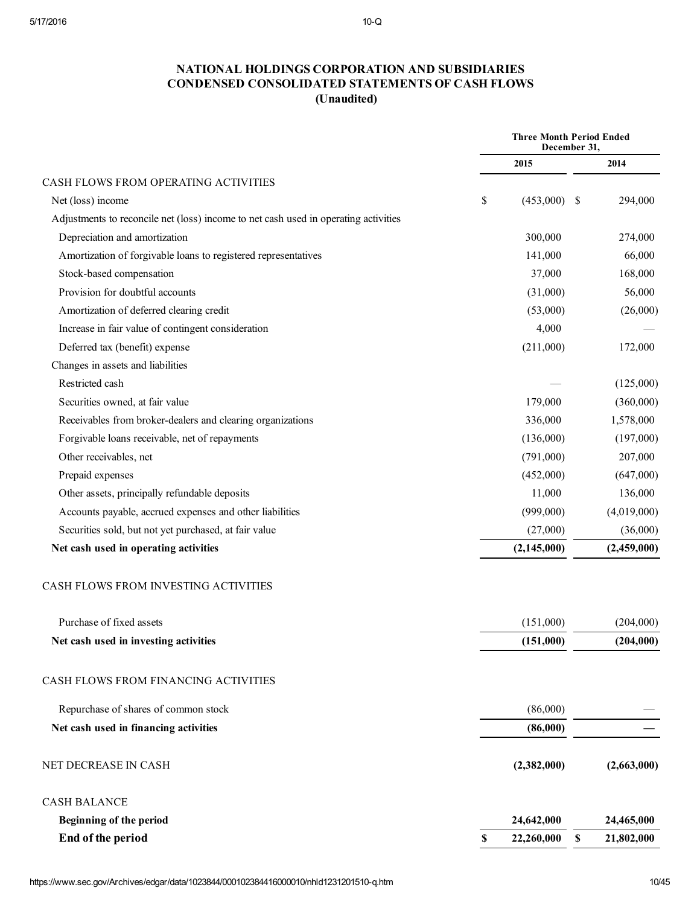# NATIONAL HOLDINGS CORPORATION AND SUBSIDIARIES
## CONDENSED CONSOLIDATED STATEMENTS OF CASH FLOWS
### (Unaudited)

| | Three Month Period Ended December 31, | |
|---|---|---|
| | 2015 | 2014 |
| CASH FLOWS FROM OPERATING ACTIVITIES | | |
| Net (loss) income | $ (453,000) | $ 294,000 |
| Adjustments to reconcile net (loss) income to net cash used in operating activities | | |
| Depreciation and amortization | 300,000 | 274,000 |
| Amortization of forgivable loans to registered representatives | 141,000 | 66,000 |
| Stock-based compensation | 37,000 | 168,000 |
| Provision for doubtful accounts | (31,000) | 56,000 |
| Amortization of deferred clearing credit | (53,000) | (26,000) |
| Increase in fair value of contingent consideration | 4,000 | — |
| Deferred tax (benefit) expense | (211,000) | 172,000 |
| Changes in assets and liabilities | | |
| Restricted cash | — | (125,000) |
| Securities owned, at fair value | 179,000 | (360,000) |
| Receivables from broker-dealers and clearing organizations | 336,000 | 1,578,000 |
| Forgivable loans receivable, net of repayments | (136,000) | (197,000) |
| Other receivables, net | (791,000) | 207,000 |
| Prepaid expenses | (452,000) | (647,000) |
| Other assets, principally refundable deposits | 11,000 | 136,000 |
| Accounts payable, accrued expenses and other liabilities | (999,000) | (4,019,000) |
| Securities sold, but not yet purchased, at fair value | (27,000) | (36,000) |
| **Net cash used in operating activities** | **(2,145,000)** | **(2,459,000)** |
| CASH FLOWS FROM INVESTING ACTIVITIES | | |
| Purchase of fixed assets | (151,000) | (204,000) |
| **Net cash used in investing activities** | **(151,000)** | **(204,000)** |
| CASH FLOWS FROM FINANCING ACTIVITIES | | |
| Repurchase of shares of common stock | (86,000) | — |
| **Net cash used in financing activities** | **(86,000)** | **—** |
| NET DECREASE IN CASH | **(2,382,000)** | **(2,663,000)** |
| CASH BALANCE | | |
| **Beginning of the period** | **24,642,000** | **24,465,000** |
| **End of the period** | **$ 22,260,000** | **$ 21,802,000** |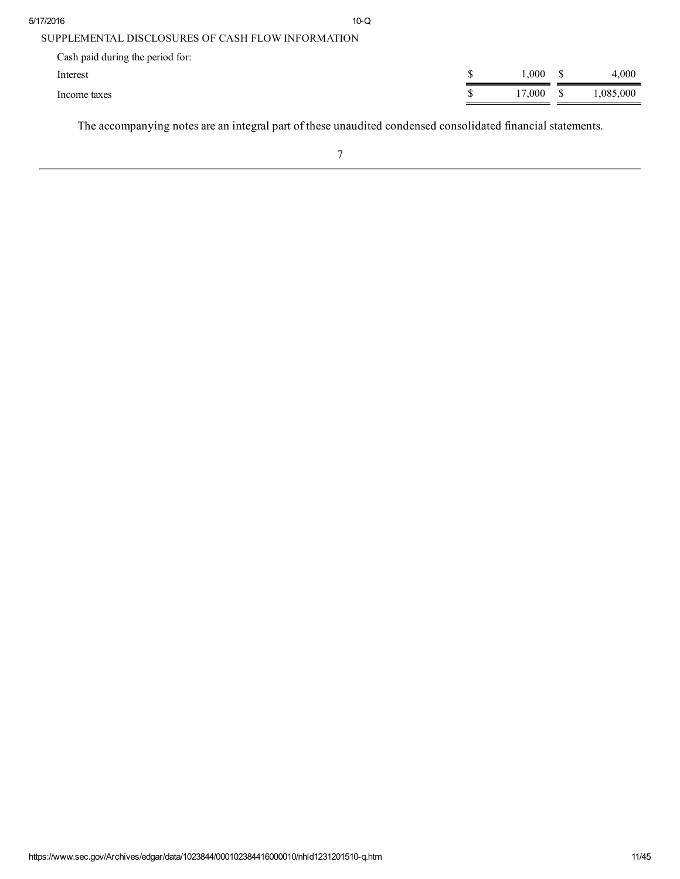SUPPLEMENTAL DISCLOSURES OF CASH FLOW INFORMATION

| | | |
|---|---|---|
| Cash paid during the period for: | | |
| Interest | $ 1,000 | $ 4,000 |
| Income taxes | $ 17,000 | $ 1,085,000 |

The accompanying notes are an integral part of these unaudited condensed consolidated financial statements.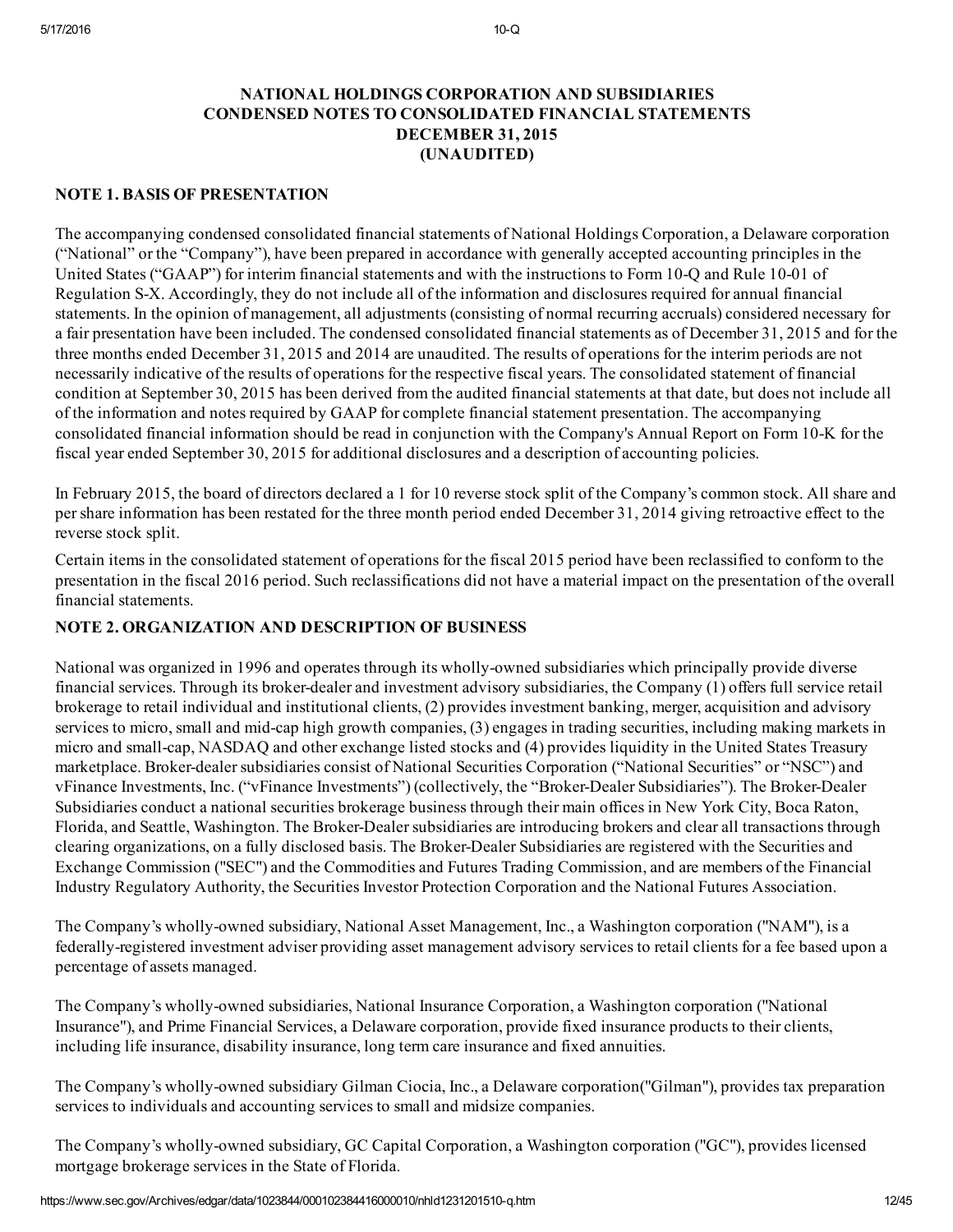# NATIONAL HOLDINGS CORPORATION AND SUBSIDIARIES
## CONDENSED NOTES TO CONSOLIDATED FINANCIAL STATEMENTS
## DECEMBER 31, 2015
## (UNAUDITED)

### NOTE 1. BASIS OF PRESENTATION

The accompanying condensed consolidated financial statements of National Holdings Corporation, a Delaware corporation ("National" or the "Company"), have been prepared in accordance with generally accepted accounting principles in the United States ("GAAP") for interim financial statements and with the instructions to Form 10-Q and Rule 10-01 of Regulation S-X. Accordingly, they do not include all of the information and disclosures required for annual financial statements. In the opinion of management, all adjustments (consisting of normal recurring accruals) considered necessary for a fair presentation have been included. The condensed consolidated financial statements as of December 31, 2015 and for the three months ended December 31, 2015 and 2014 are unaudited. The results of operations for the interim periods are not necessarily indicative of the results of operations for the respective fiscal years. The consolidated statement of financial condition at September 30, 2015 has been derived from the audited financial statements at that date, but does not include all of the information and notes required by GAAP for complete financial statement presentation. The accompanying consolidated financial information should be read in conjunction with the Company's Annual Report on Form 10-K for the fiscal year ended September 30, 2015 for additional disclosures and a description of accounting policies.

In February 2015, the board of directors declared a 1 for 10 reverse stock split of the Company's common stock. All share and per share information has been restated for the three month period ended December 31, 2014 giving retroactive effect to the reverse stock split.

Certain items in the consolidated statement of operations for the fiscal 2015 period have been reclassified to conform to the presentation in the fiscal 2016 period. Such reclassifications did not have a material impact on the presentation of the overall financial statements.

### NOTE 2. ORGANIZATION AND DESCRIPTION OF BUSINESS

National was organized in 1996 and operates through its wholly-owned subsidiaries which principally provide diverse financial services. Through its broker-dealer and investment advisory subsidiaries, the Company (1) offers full service retail brokerage to retail individual and institutional clients, (2) provides investment banking, merger, acquisition and advisory services to micro, small and mid-cap high growth companies, (3) engages in trading securities, including making markets in micro and small-cap, NASDAQ and other exchange listed stocks and (4) provides liquidity in the United States Treasury marketplace. Broker-dealer subsidiaries consist of National Securities Corporation ("National Securities" or "NSC") and vFinance Investments, Inc. ("vFinance Investments") (collectively, the "Broker-Dealer Subsidiaries"). The Broker-Dealer Subsidiaries conduct a national securities brokerage business through their main offices in New York City, Boca Raton, Florida, and Seattle, Washington. The Broker-Dealer subsidiaries are introducing brokers and clear all transactions through clearing organizations, on a fully disclosed basis. The Broker-Dealer Subsidiaries are registered with the Securities and Exchange Commission ("SEC") and the Commodities and Futures Trading Commission, and are members of the Financial Industry Regulatory Authority, the Securities Investor Protection Corporation and the National Futures Association.

The Company's wholly-owned subsidiary, National Asset Management, Inc., a Washington corporation ("NAM"), is a federally-registered investment adviser providing asset management advisory services to retail clients for a fee based upon a percentage of assets managed.

The Company's wholly-owned subsidiaries, National Insurance Corporation, a Washington corporation ("National Insurance"), and Prime Financial Services, a Delaware corporation, provide fixed insurance products to their clients, including life insurance, disability insurance, long term care insurance and fixed annuities.

The Company's wholly-owned subsidiary Gilman Ciocia, Inc., a Delaware corporation("Gilman"), provides tax preparation services to individuals and accounting services to small and midsize companies.

The Company's wholly-owned subsidiary, GC Capital Corporation, a Washington corporation ("GC"), provides licensed mortgage brokerage services in the State of Florida.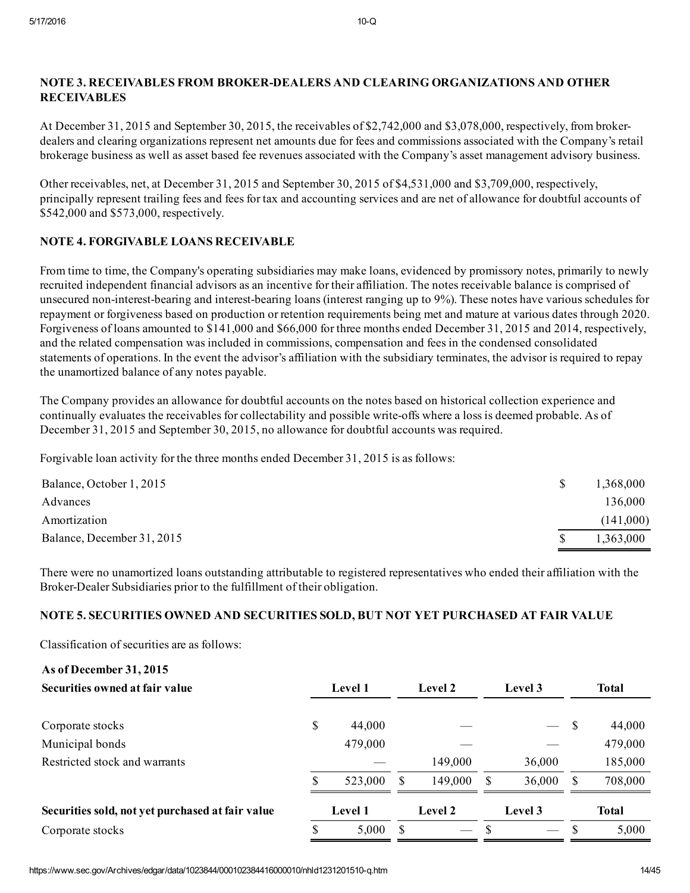### NOTE 3. RECEIVABLES FROM BROKER-DEALERS AND CLEARING ORGANIZATIONS AND OTHER RECEIVABLES

At December 31, 2015 and September 30, 2015, the receivables of $2,742,000 and $3,078,000, respectively, from broker-dealers and clearing organizations represent net amounts due for fees and commissions associated with the Company's retail brokerage business as well as asset based fee revenues associated with the Company's asset management advisory business.

Other receivables, net, at December 31, 2015 and September 30, 2015 of $4,531,000 and $3,709,000, respectively, principally represent trailing fees and fees for tax and accounting services and are net of allowance for doubtful accounts of $542,000 and $573,000, respectively.

### NOTE 4. FORGIVABLE LOANS RECEIVABLE

From time to time, the Company's operating subsidiaries may make loans, evidenced by promissory notes, primarily to newly recruited independent financial advisors as an incentive for their affiliation. The notes receivable balance is comprised of unsecured non-interest-bearing and interest-bearing loans (interest ranging up to 9%). These notes have various schedules for repayment or forgiveness based on production or retention requirements being met and mature at various dates through 2020. Forgiveness of loans amounted to $141,000 and $66,000 for three months ended December 31, 2015 and 2014, respectively, and the related compensation was included in commissions, compensation and fees in the condensed consolidated statements of operations. In the event the advisor's affiliation with the subsidiary terminates, the advisor is required to repay the unamortized balance of any notes payable.

The Company provides an allowance for doubtful accounts on the notes based on historical collection experience and continually evaluates the receivables for collectability and possible write-offs where a loss is deemed probable. As of December 31, 2015 and September 30, 2015, no allowance for doubtful accounts was required.

Forgivable loan activity for the three months ended December 31, 2015 is as follows:

| | |
|---|---|
| Balance, October 1, 2015 | $ 1,368,000 |
| Advances | 136,000 |
| Amortization | (141,000) |
| Balance, December 31, 2015 | $ 1,363,000 |

There were no unamortized loans outstanding attributable to registered representatives who ended their affiliation with the Broker-Dealer Subsidiaries prior to the fulfillment of their obligation.

### NOTE 5. SECURITIES OWNED AND SECURITIES SOLD, BUT NOT YET PURCHASED AT FAIR VALUE

Classification of securities are as follows:

| **As of December 31, 2015**<br>**Securities owned at fair value** | **Level 1** | **Level 2** | **Level 3** | **Total** |
|---|---|---|---|---|
| Corporate stocks | $ 44,000 | — | — | $ 44,000 |
| Municipal bonds | 479,000 | — | — | 479,000 |
| Restricted stock and warrants | — | 149,000 | 36,000 | 185,000 |
| | $ 523,000 | $ 149,000 | $ 36,000 | $ 708,000 |

| **Securities sold, not yet purchased at fair value** | **Level 1** | **Level 2** | **Level 3** | **Total** |
|---|---|---|---|---|
| Corporate stocks | $ 5,000 | $ — | $ — | $ 5,000 |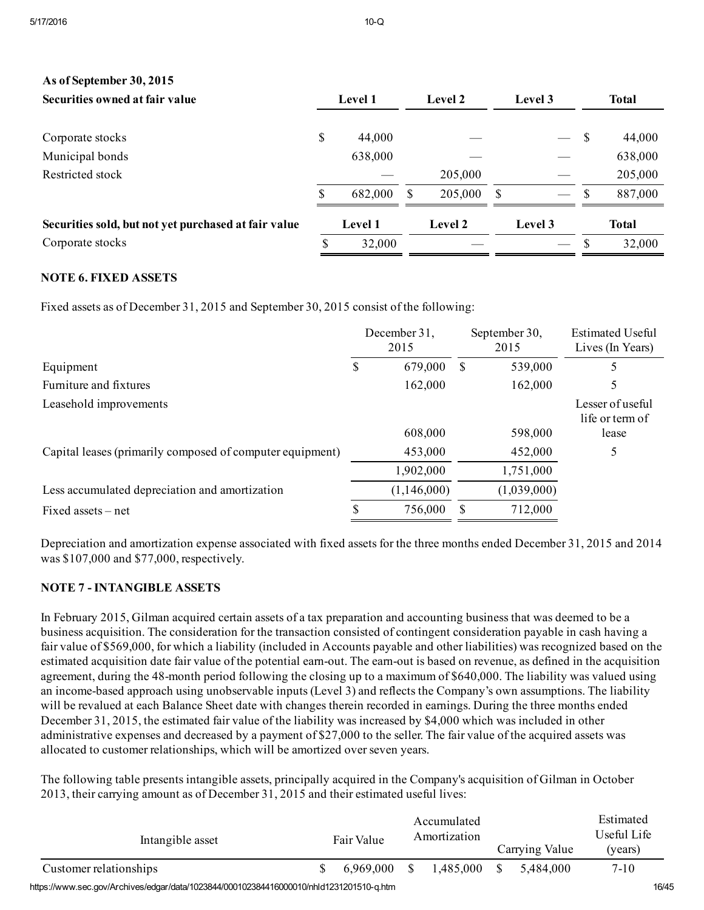**As of September 30, 2015**

| Securities owned at fair value | Level 1 | Level 2 | Level 3 | Total |
|---|---|---|---|---|
| Corporate stocks | $ 44,000 | — | — | $ 44,000 |
| Municipal bonds | 638,000 | — | — | 638,000 |
| Restricted stock | — | 205,000 | — | 205,000 |
| | $ 682,000 | $ 205,000 | $ — | $ 887,000 |

| Securities sold, but not yet purchased at fair value | Level 1 | Level 2 | Level 3 | Total |
|---|---|---|---|---|
| Corporate stocks | $ 32,000 | — | — | $ 32,000 |

**NOTE 6. FIXED ASSETS**

Fixed assets as of December 31, 2015 and September 30, 2015 consist of the following:

| | December 31, 2015 | September 30, 2015 | Estimated Useful Lives (In Years) |
|---|---|---|---|
| Equipment | $ 679,000 | $ 539,000 | 5 |
| Furniture and fixtures | 162,000 | 162,000 | 5 |
| Leasehold improvements | 608,000 | 598,000 | Lesser of useful life or term of lease |
| Capital leases (primarily composed of computer equipment) | 453,000 | 452,000 | 5 |
| | 1,902,000 | 1,751,000 | |
| Less accumulated depreciation and amortization | (1,146,000) | (1,039,000) | |
| Fixed assets – net | $ 756,000 | $ 712,000 | |

Depreciation and amortization expense associated with fixed assets for the three months ended December 31, 2015 and 2014 was $107,000 and $77,000, respectively.

**NOTE 7 - INTANGIBLE ASSETS**

In February 2015, Gilman acquired certain assets of a tax preparation and accounting business that was deemed to be a business acquisition. The consideration for the transaction consisted of contingent consideration payable in cash having a fair value of $569,000, for which a liability (included in Accounts payable and other liabilities) was recognized based on the estimated acquisition date fair value of the potential earn-out. The earn-out is based on revenue, as defined in the acquisition agreement, during the 48-month period following the closing up to a maximum of $640,000. The liability was valued using an income-based approach using unobservable inputs (Level 3) and reflects the Company's own assumptions. The liability will be revalued at each Balance Sheet date with changes therein recorded in earnings. During the three months ended December 31, 2015, the estimated fair value of the liability was increased by $4,000 which was included in other administrative expenses and decreased by a payment of $27,000 to the seller. The fair value of the acquired assets was allocated to customer relationships, which will be amortized over seven years.

The following table presents intangible assets, principally acquired in the Company's acquisition of Gilman in October 2013, their carrying amount as of December 31, 2015 and their estimated useful lives:

| Intangible asset | Fair Value | Accumulated Amortization | Carrying Value | Estimated Useful Life (years) |
|---|---|---|---|---|
| Customer relationships | $ 6,969,000 | $ 1,485,000 | $ 5,484,000 | 7-10 |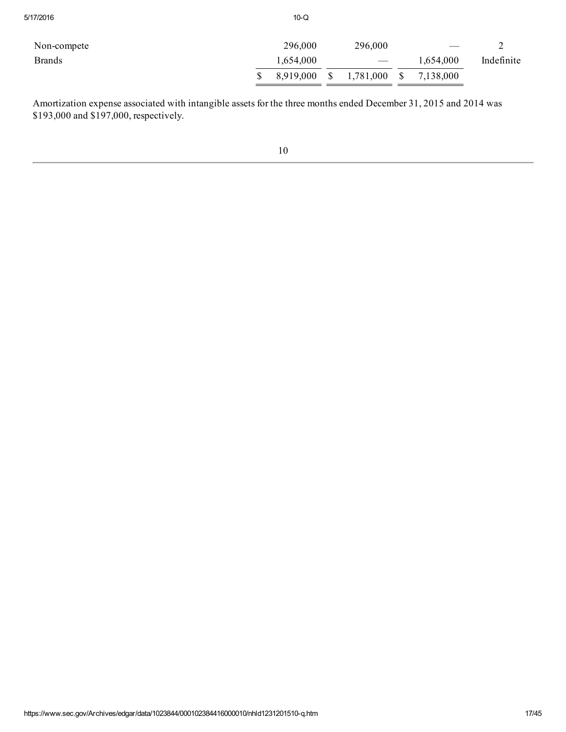|  |  |  |  |  |
| --- | --- | --- | --- | --- |
| Non-compete | 296,000 | 296,000 | — | 2 |
| Brands | 1,654,000 | — | 1,654,000 | Indefinite |
|  | $ 8,919,000 | $ 1,781,000 | $ 7,138,000 |  |

Amortization expense associated with intangible assets for the three months ended December 31, 2015 and 2014 was $193,000 and $197,000, respectively.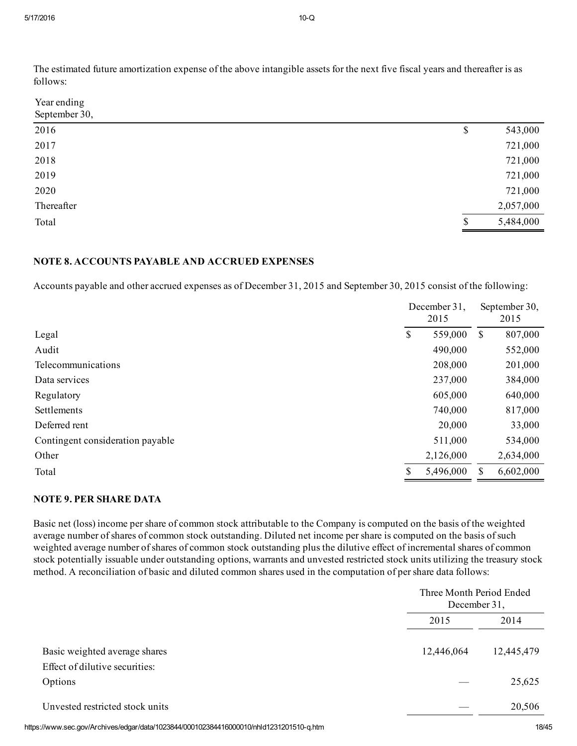The estimated future amortization expense of the above intangible assets for the next five fiscal years and thereafter is as follows:

| Year ending September 30, | |
|---|---|
| 2016 | $ 543,000 |
| 2017 | 721,000 |
| 2018 | 721,000 |
| 2019 | 721,000 |
| 2020 | 721,000 |
| Thereafter | 2,057,000 |
| Total | $ 5,484,000 |

**NOTE 8. ACCOUNTS PAYABLE AND ACCRUED EXPENSES**

Accounts payable and other accrued expenses as of December 31, 2015 and September 30, 2015 consist of the following:

| | December 31, 2015 | September 30, 2015 |
|---|---|---|
| Legal | $ 559,000 | $ 807,000 |
| Audit | 490,000 | 552,000 |
| Telecommunications | 208,000 | 201,000 |
| Data services | 237,000 | 384,000 |
| Regulatory | 605,000 | 640,000 |
| Settlements | 740,000 | 817,000 |
| Deferred rent | 20,000 | 33,000 |
| Contingent consideration payable | 511,000 | 534,000 |
| Other | 2,126,000 | 2,634,000 |
| Total | $ 5,496,000 | $ 6,602,000 |

**NOTE 9. PER SHARE DATA**

Basic net (loss) income per share of common stock attributable to the Company is computed on the basis of the weighted average number of shares of common stock outstanding. Diluted net income per share is computed on the basis of such weighted average number of shares of common stock outstanding plus the dilutive effect of incremental shares of common stock potentially issuable under outstanding options, warrants and unvested restricted stock units utilizing the treasury stock method. A reconciliation of basic and diluted common shares used in the computation of per share data follows:

| | Three Month Period Ended December 31, | |
|---|---|---|
| | 2015 | 2014 |
| Basic weighted average shares | 12,446,064 | 12,445,479 |
| Effect of dilutive securities: | | |
| Options | — | 25,625 |
| Unvested restricted stock units | — | 20,506 |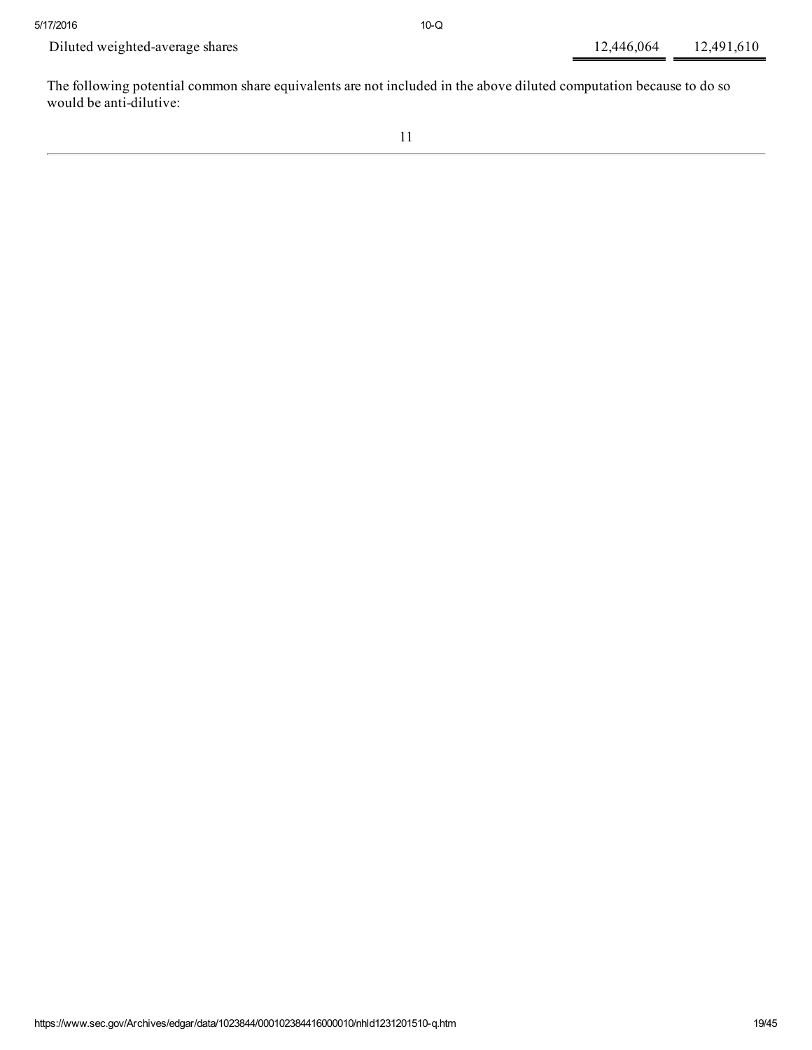| | | |
|---|---|---|
| Diluted weighted-average shares | 12,446,064 | 12,491,610 |

The following potential common share equivalents are not included in the above diluted computation because to do so would be anti-dilutive: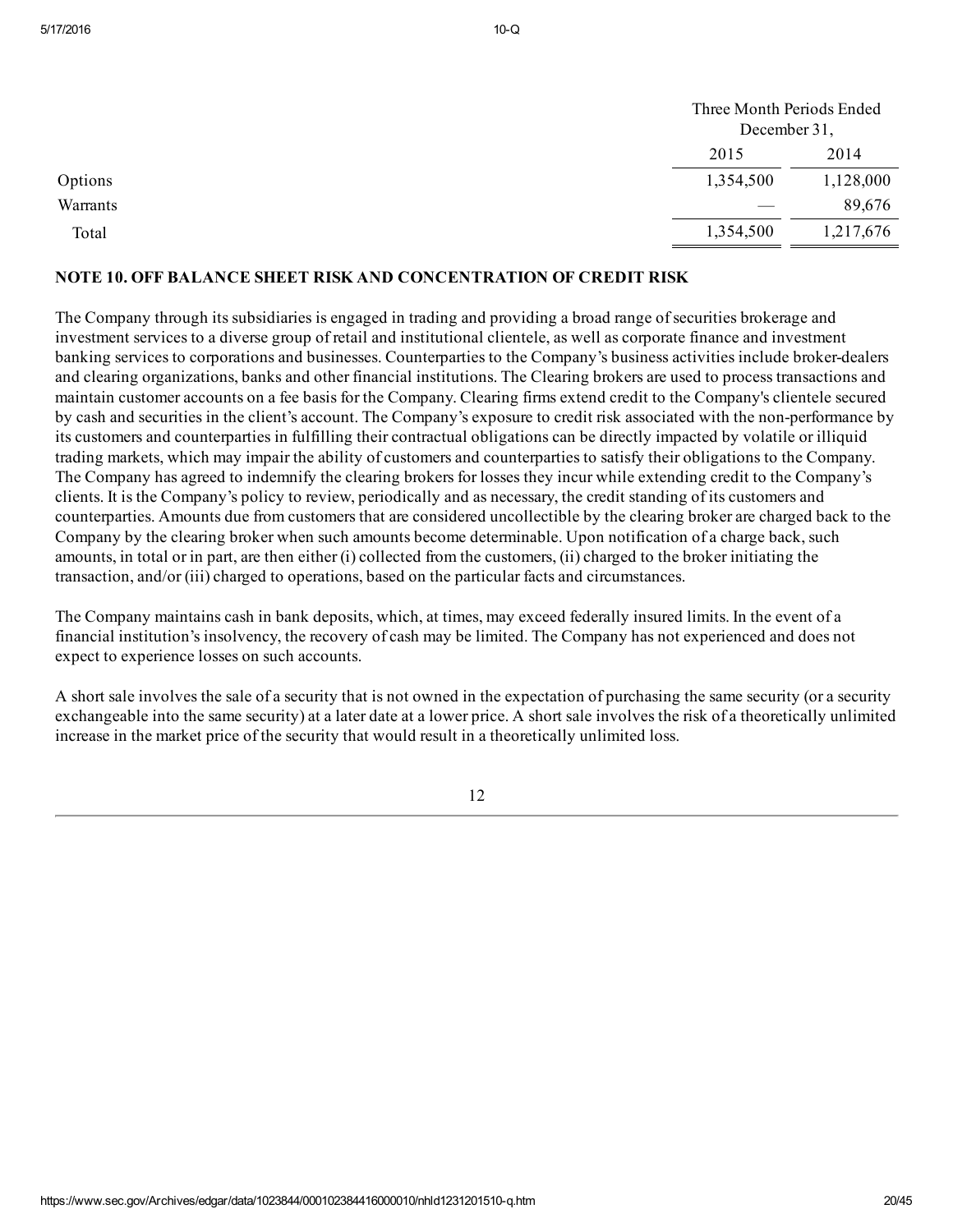| | Three Month Periods Ended December 31, | |
|---|---|---|
| | 2015 | 2014 |
| Options | 1,354,500 | 1,128,000 |
| Warrants | — | 89,676 |
| Total | 1,354,500 | 1,217,676 |

## NOTE 10. OFF BALANCE SHEET RISK AND CONCENTRATION OF CREDIT RISK

The Company through its subsidiaries is engaged in trading and providing a broad range of securities brokerage and investment services to a diverse group of retail and institutional clientele, as well as corporate finance and investment banking services to corporations and businesses. Counterparties to the Company's business activities include broker-dealers and clearing organizations, banks and other financial institutions. The Clearing brokers are used to process transactions and maintain customer accounts on a fee basis for the Company. Clearing firms extend credit to the Company's clientele secured by cash and securities in the client's account. The Company's exposure to credit risk associated with the non-performance by its customers and counterparties in fulfilling their contractual obligations can be directly impacted by volatile or illiquid trading markets, which may impair the ability of customers and counterparties to satisfy their obligations to the Company. The Company has agreed to indemnify the clearing brokers for losses they incur while extending credit to the Company's clients. It is the Company's policy to review, periodically and as necessary, the credit standing of its customers and counterparties. Amounts due from customers that are considered uncollectible by the clearing broker are charged back to the Company by the clearing broker when such amounts become determinable. Upon notification of a charge back, such amounts, in total or in part, are then either (i) collected from the customers, (ii) charged to the broker initiating the transaction, and/or (iii) charged to operations, based on the particular facts and circumstances.

The Company maintains cash in bank deposits, which, at times, may exceed federally insured limits. In the event of a financial institution's insolvency, the recovery of cash may be limited. The Company has not experienced and does not expect to experience losses on such accounts.

A short sale involves the sale of a security that is not owned in the expectation of purchasing the same security (or a security exchangeable into the same security) at a later date at a lower price. A short sale involves the risk of a theoretically unlimited increase in the market price of the security that would result in a theoretically unlimited loss.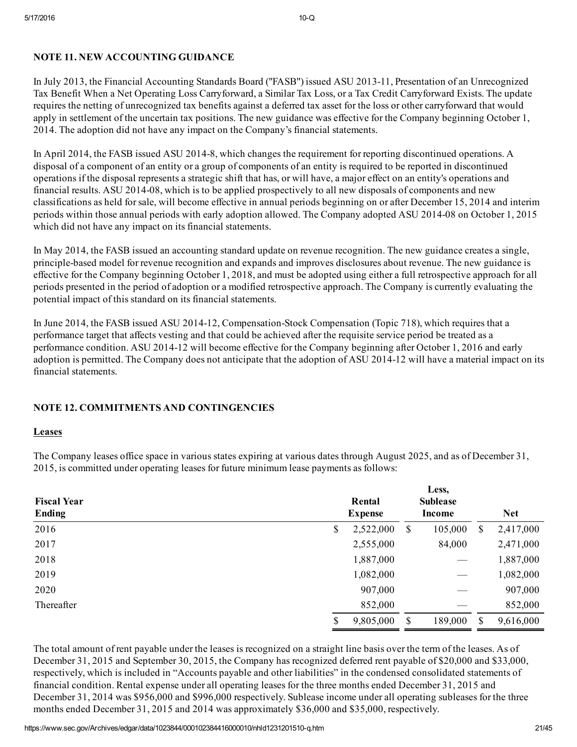## NOTE 11. NEW ACCOUNTING GUIDANCE

In July 2013, the Financial Accounting Standards Board ("FASB") issued ASU 2013-11, Presentation of an Unrecognized Tax Benefit When a Net Operating Loss Carryforward, a Similar Tax Loss, or a Tax Credit Carryforward Exists. The update requires the netting of unrecognized tax benefits against a deferred tax asset for the loss or other carryforward that would apply in settlement of the uncertain tax positions. The new guidance was effective for the Company beginning October 1, 2014. The adoption did not have any impact on the Company's financial statements.

In April 2014, the FASB issued ASU 2014-8, which changes the requirement for reporting discontinued operations. A disposal of a component of an entity or a group of components of an entity is required to be reported in discontinued operations if the disposal represents a strategic shift that has, or will have, a major effect on an entity's operations and financial results. ASU 2014-08, which is to be applied prospectively to all new disposals of components and new classifications as held for sale, will become effective in annual periods beginning on or after December 15, 2014 and interim periods within those annual periods with early adoption allowed. The Company adopted ASU 2014-08 on October 1, 2015 which did not have any impact on its financial statements.

In May 2014, the FASB issued an accounting standard update on revenue recognition. The new guidance creates a single, principle-based model for revenue recognition and expands and improves disclosures about revenue. The new guidance is effective for the Company beginning October 1, 2018, and must be adopted using either a full retrospective approach for all periods presented in the period of adoption or a modified retrospective approach. The Company is currently evaluating the potential impact of this standard on its financial statements.

In June 2014, the FASB issued ASU 2014-12, Compensation-Stock Compensation (Topic 718), which requires that a performance target that affects vesting and that could be achieved after the requisite service period be treated as a performance condition. ASU 2014-12 will become effective for the Company beginning after October 1, 2016 and early adoption is permitted. The Company does not anticipate that the adoption of ASU 2014-12 will have a material impact on its financial statements.

## NOTE 12. COMMITMENTS AND CONTINGENCIES

**Leases**

The Company leases office space in various states expiring at various dates through August 2025, and as of December 31, 2015, is committed under operating leases for future minimum lease payments as follows:

| Fiscal Year Ending | Rental Expense | Less, Sublease Income | Net |
|---|---|---|---|
| 2016 | $ 2,522,000 | $ 105,000 | $ 2,417,000 |
| 2017 | 2,555,000 | 84,000 | 2,471,000 |
| 2018 | 1,887,000 | — | 1,887,000 |
| 2019 | 1,082,000 | — | 1,082,000 |
| 2020 | 907,000 | — | 907,000 |
| Thereafter | 852,000 | — | 852,000 |
| | $ 9,805,000 | $ 189,000 | $ 9,616,000 |

The total amount of rent payable under the leases is recognized on a straight line basis over the term of the leases. As of December 31, 2015 and September 30, 2015, the Company has recognized deferred rent payable of $20,000 and $33,000, respectively, which is included in "Accounts payable and other liabilities" in the condensed consolidated statements of financial condition. Rental expense under all operating leases for the three months ended December 31, 2015 and December 31, 2014 was $956,000 and $996,000 respectively. Sublease income under all operating subleases for the three months ended December 31, 2015 and 2014 was approximately $36,000 and $35,000, respectively.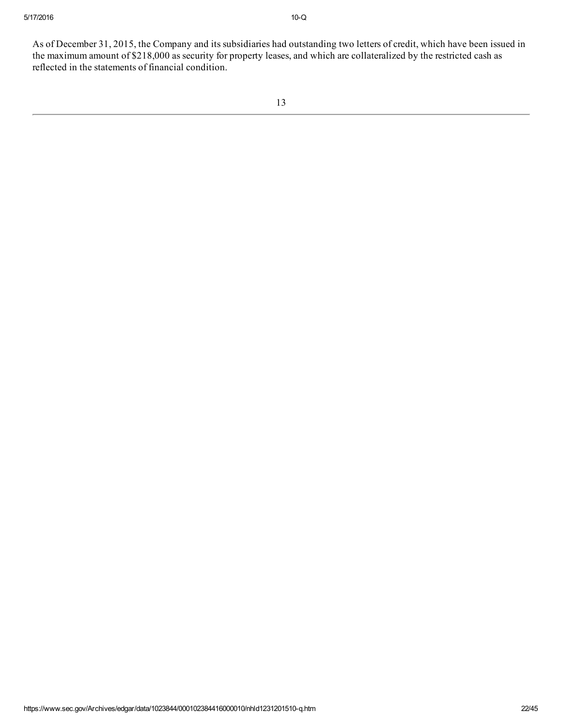As of December 31, 2015, the Company and its subsidiaries had outstanding two letters of credit, which have been issued in the maximum amount of $218,000 as security for property leases, and which are collateralized by the restricted cash as reflected in the statements of financial condition.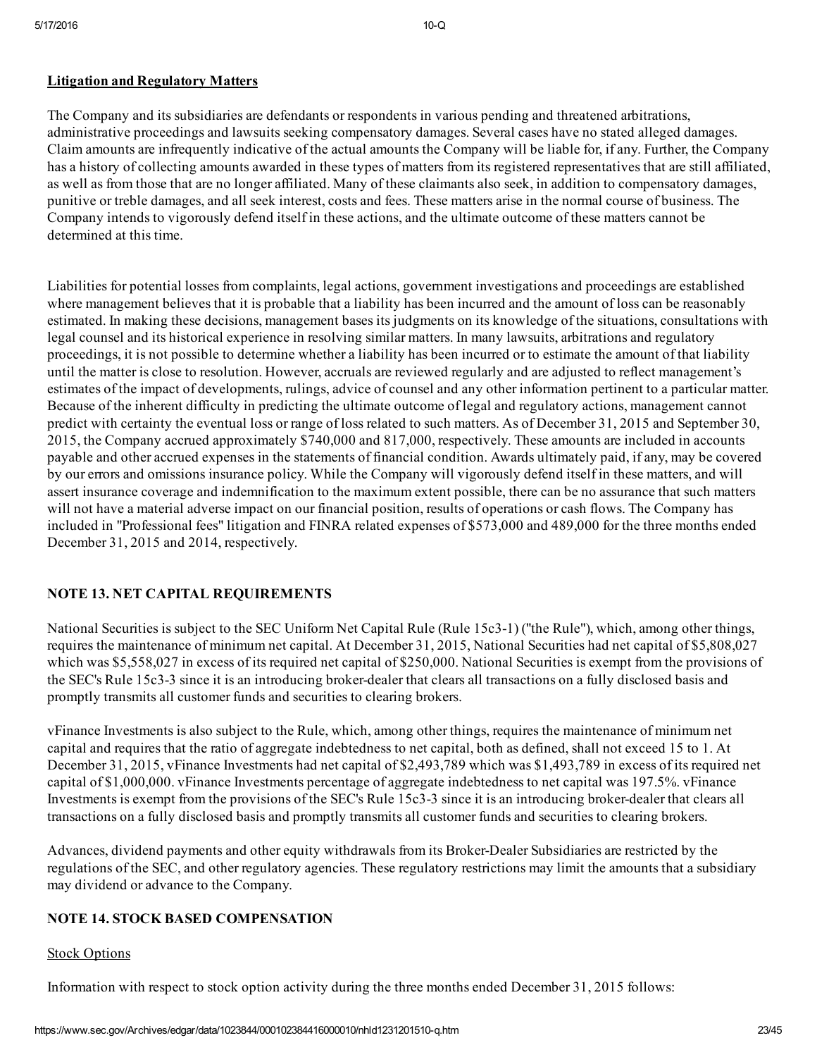**Litigation and Regulatory Matters**

The Company and its subsidiaries are defendants or respondents in various pending and threatened arbitrations, administrative proceedings and lawsuits seeking compensatory damages. Several cases have no stated alleged damages. Claim amounts are infrequently indicative of the actual amounts the Company will be liable for, if any. Further, the Company has a history of collecting amounts awarded in these types of matters from its registered representatives that are still affiliated, as well as from those that are no longer affiliated. Many of these claimants also seek, in addition to compensatory damages, punitive or treble damages, and all seek interest, costs and fees. These matters arise in the normal course of business. The Company intends to vigorously defend itself in these actions, and the ultimate outcome of these matters cannot be determined at this time.

Liabilities for potential losses from complaints, legal actions, government investigations and proceedings are established where management believes that it is probable that a liability has been incurred and the amount of loss can be reasonably estimated. In making these decisions, management bases its judgments on its knowledge of the situations, consultations with legal counsel and its historical experience in resolving similar matters. In many lawsuits, arbitrations and regulatory proceedings, it is not possible to determine whether a liability has been incurred or to estimate the amount of that liability until the matter is close to resolution. However, accruals are reviewed regularly and are adjusted to reflect management's estimates of the impact of developments, rulings, advice of counsel and any other information pertinent to a particular matter. Because of the inherent difficulty in predicting the ultimate outcome of legal and regulatory actions, management cannot predict with certainty the eventual loss or range of loss related to such matters. As of December 31, 2015 and September 30, 2015, the Company accrued approximately $740,000 and 817,000, respectively. These amounts are included in accounts payable and other accrued expenses in the statements of financial condition. Awards ultimately paid, if any, may be covered by our errors and omissions insurance policy. While the Company will vigorously defend itself in these matters, and will assert insurance coverage and indemnification to the maximum extent possible, there can be no assurance that such matters will not have a material adverse impact on our financial position, results of operations or cash flows. The Company has included in "Professional fees" litigation and FINRA related expenses of $573,000 and 489,000 for the three months ended December 31, 2015 and 2014, respectively.

## NOTE 13. NET CAPITAL REQUIREMENTS

National Securities is subject to the SEC Uniform Net Capital Rule (Rule 15c3-1) ("the Rule"), which, among other things, requires the maintenance of minimum net capital. At December 31, 2015, National Securities had net capital of $5,808,027 which was $5,558,027 in excess of its required net capital of $250,000. National Securities is exempt from the provisions of the SEC's Rule 15c3-3 since it is an introducing broker-dealer that clears all transactions on a fully disclosed basis and promptly transmits all customer funds and securities to clearing brokers.

vFinance Investments is also subject to the Rule, which, among other things, requires the maintenance of minimum net capital and requires that the ratio of aggregate indebtedness to net capital, both as defined, shall not exceed 15 to 1. At December 31, 2015, vFinance Investments had net capital of $2,493,789 which was $1,493,789 in excess of its required net capital of $1,000,000. vFinance Investments percentage of aggregate indebtedness to net capital was 197.5%. vFinance Investments is exempt from the provisions of the SEC's Rule 15c3-3 since it is an introducing broker-dealer that clears all transactions on a fully disclosed basis and promptly transmits all customer funds and securities to clearing brokers.

Advances, dividend payments and other equity withdrawals from its Broker-Dealer Subsidiaries are restricted by the regulations of the SEC, and other regulatory agencies. These regulatory restrictions may limit the amounts that a subsidiary may dividend or advance to the Company.

## NOTE 14. STOCK BASED COMPENSATION

Stock Options

Information with respect to stock option activity during the three months ended December 31, 2015 follows: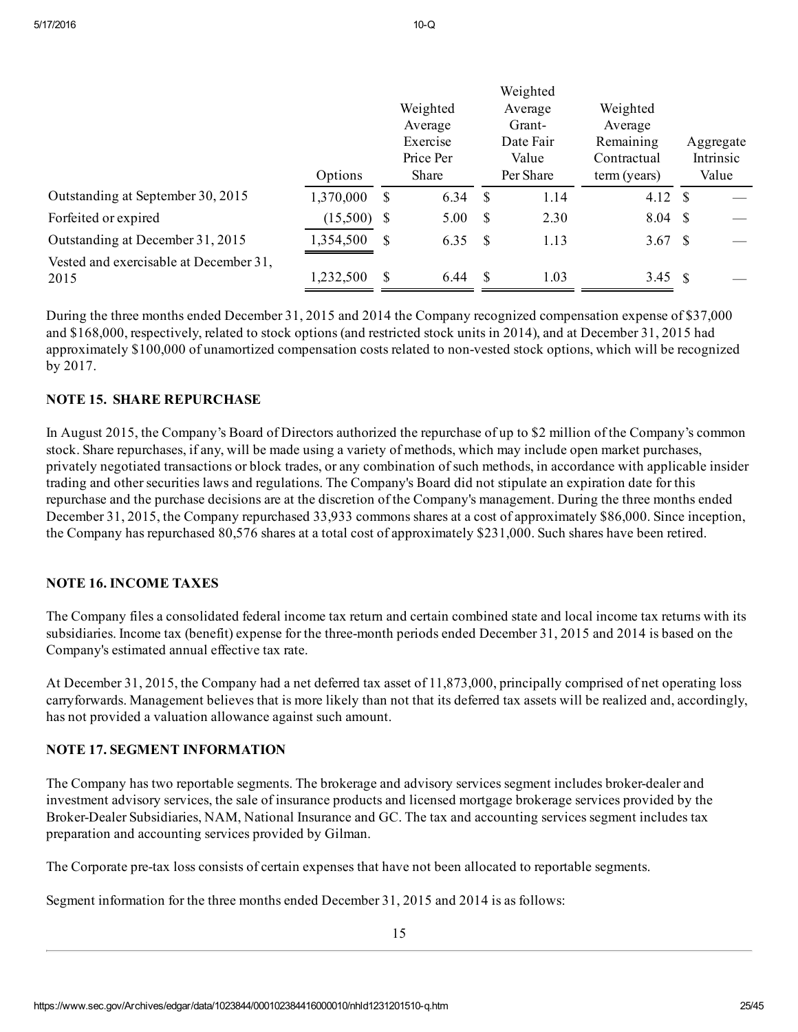| | Options | Weighted Average Exercise Price Per Share | Weighted Average Grant-Date Fair Value Per Share | Weighted Average Remaining Contractual term (years) | Aggregate Intrinsic Value |
|---|---|---|---|---|---|
| Outstanding at September 30, 2015 | 1,370,000 | $ 6.34 | $ 1.14 | 4.12 | $ — |
| Forfeited or expired | (15,500) | $ 5.00 | $ 2.30 | 8.04 | $ — |
| Outstanding at December 31, 2015 | 1,354,500 | $ 6.35 | $ 1.13 | 3.67 | $ — |
| Vested and exercisable at December 31, 2015 | 1,232,500 | $ 6.44 | $ 1.03 | 3.45 | $ — |

During the three months ended December 31, 2015 and 2014 the Company recognized compensation expense of $37,000 and $168,000, respectively, related to stock options (and restricted stock units in 2014), and at December 31, 2015 had approximately $100,000 of unamortized compensation costs related to non-vested stock options, which will be recognized by 2017.

## NOTE 15. SHARE REPURCHASE

In August 2015, the Company's Board of Directors authorized the repurchase of up to $2 million of the Company's common stock. Share repurchases, if any, will be made using a variety of methods, which may include open market purchases, privately negotiated transactions or block trades, or any combination of such methods, in accordance with applicable insider trading and other securities laws and regulations. The Company's Board did not stipulate an expiration date for this repurchase and the purchase decisions are at the discretion of the Company's management. During the three months ended December 31, 2015, the Company repurchased 33,933 commons shares at a cost of approximately $86,000. Since inception, the Company has repurchased 80,576 shares at a total cost of approximately $231,000. Such shares have been retired.

## NOTE 16. INCOME TAXES

The Company files a consolidated federal income tax return and certain combined state and local income tax returns with its subsidiaries. Income tax (benefit) expense for the three-month periods ended December 31, 2015 and 2014 is based on the Company's estimated annual effective tax rate.

At December 31, 2015, the Company had a net deferred tax asset of 11,873,000, principally comprised of net operating loss carryforwards. Management believes that is more likely than not that its deferred tax assets will be realized and, accordingly, has not provided a valuation allowance against such amount.

## NOTE 17. SEGMENT INFORMATION

The Company has two reportable segments. The brokerage and advisory services segment includes broker-dealer and investment advisory services, the sale of insurance products and licensed mortgage brokerage services provided by the Broker-Dealer Subsidiaries, NAM, National Insurance and GC. The tax and accounting services segment includes tax preparation and accounting services provided by Gilman.

The Corporate pre-tax loss consists of certain expenses that have not been allocated to reportable segments.

Segment information for the three months ended December 31, 2015 and 2014 is as follows: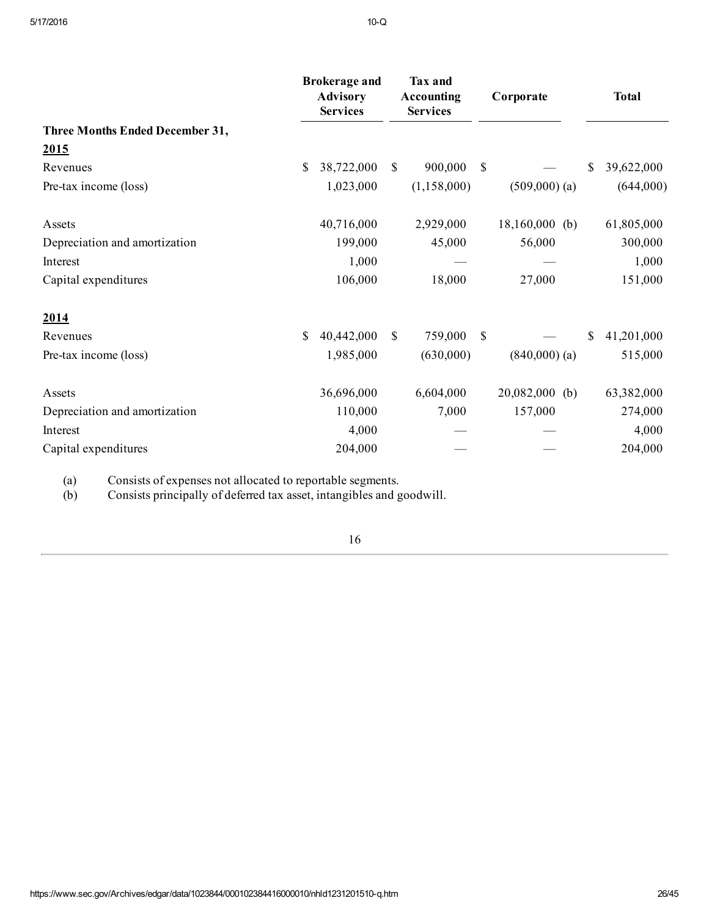| | Brokerage and Advisory Services | Tax and Accounting Services | Corporate | Total |
|---|---|---|---|---|
| **Three Months Ended December 31,** | | | | |
| **2015** | | | | |
| Revenues | $ 38,722,000 | $ 900,000 | $ — | $ 39,622,000 |
| Pre-tax income (loss) | 1,023,000 | (1,158,000) | (509,000) (a) | (644,000) |
| | | | | |
| Assets | 40,716,000 | 2,929,000 | 18,160,000 (b) | 61,805,000 |
| Depreciation and amortization | 199,000 | 45,000 | 56,000 | 300,000 |
| Interest | 1,000 | — | — | 1,000 |
| Capital expenditures | 106,000 | 18,000 | 27,000 | 151,000 |
| | | | | |
| **2014** | | | | |
| Revenues | $ 40,442,000 | $ 759,000 | $ — | $ 41,201,000 |
| Pre-tax income (loss) | 1,985,000 | (630,000) | (840,000) (a) | 515,000 |
| | | | | |
| Assets | 36,696,000 | 6,604,000 | 20,082,000 (b) | 63,382,000 |
| Depreciation and amortization | 110,000 | 7,000 | 157,000 | 274,000 |
| Interest | 4,000 | — | — | 4,000 |
| Capital expenditures | 204,000 | — | — | 204,000 |

(a) Consists of expenses not allocated to reportable segments.

(b) Consists principally of deferred tax asset, intangibles and goodwill.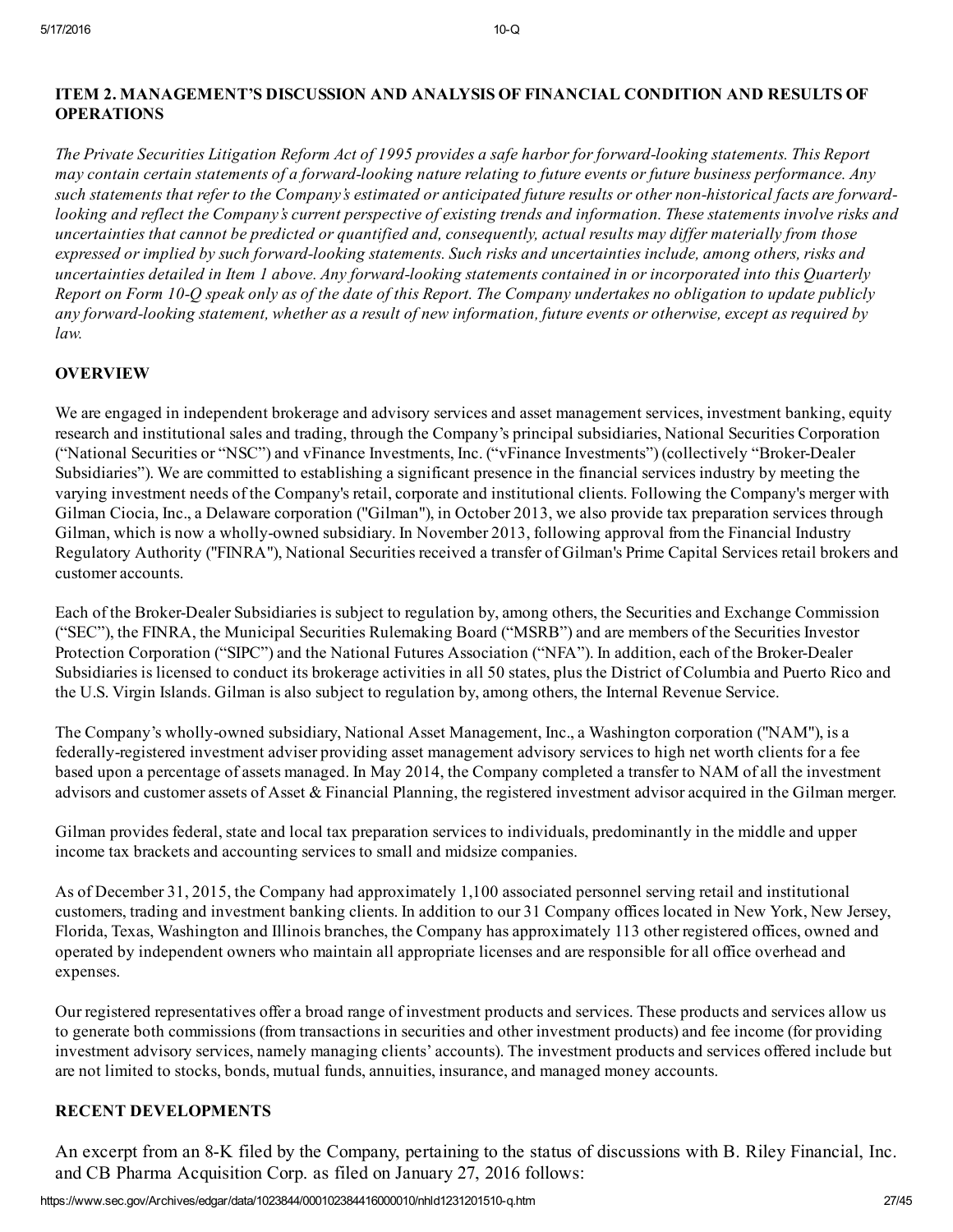## ITEM 2. MANAGEMENT'S DISCUSSION AND ANALYSIS OF FINANCIAL CONDITION AND RESULTS OF OPERATIONS

*The Private Securities Litigation Reform Act of 1995 provides a safe harbor for forward-looking statements. This Report may contain certain statements of a forward-looking nature relating to future events or future business performance. Any such statements that refer to the Company's estimated or anticipated future results or other non-historical facts are forward-looking and reflect the Company's current perspective of existing trends and information. These statements involve risks and uncertainties that cannot be predicted or quantified and, consequently, actual results may differ materially from those expressed or implied by such forward-looking statements. Such risks and uncertainties include, among others, risks and uncertainties detailed in Item 1 above. Any forward-looking statements contained in or incorporated into this Quarterly Report on Form 10-Q speak only as of the date of this Report. The Company undertakes no obligation to update publicly any forward-looking statement, whether as a result of new information, future events or otherwise, except as required by law.*

### OVERVIEW

We are engaged in independent brokerage and advisory services and asset management services, investment banking, equity research and institutional sales and trading, through the Company's principal subsidiaries, National Securities Corporation ("National Securities or "NSC") and vFinance Investments, Inc. ("vFinance Investments") (collectively "Broker-Dealer Subsidiaries"). We are committed to establishing a significant presence in the financial services industry by meeting the varying investment needs of the Company's retail, corporate and institutional clients. Following the Company's merger with Gilman Ciocia, Inc., a Delaware corporation ("Gilman"), in October 2013, we also provide tax preparation services through Gilman, which is now a wholly-owned subsidiary. In November 2013, following approval from the Financial Industry Regulatory Authority ("FINRA"), National Securities received a transfer of Gilman's Prime Capital Services retail brokers and customer accounts.

Each of the Broker-Dealer Subsidiaries is subject to regulation by, among others, the Securities and Exchange Commission ("SEC"), the FINRA, the Municipal Securities Rulemaking Board ("MSRB") and are members of the Securities Investor Protection Corporation ("SIPC") and the National Futures Association ("NFA"). In addition, each of the Broker-Dealer Subsidiaries is licensed to conduct its brokerage activities in all 50 states, plus the District of Columbia and Puerto Rico and the U.S. Virgin Islands. Gilman is also subject to regulation by, among others, the Internal Revenue Service.

The Company's wholly-owned subsidiary, National Asset Management, Inc., a Washington corporation ("NAM"), is a federally-registered investment adviser providing asset management advisory services to high net worth clients for a fee based upon a percentage of assets managed. In May 2014, the Company completed a transfer to NAM of all the investment advisors and customer assets of Asset & Financial Planning, the registered investment advisor acquired in the Gilman merger.

Gilman provides federal, state and local tax preparation services to individuals, predominantly in the middle and upper income tax brackets and accounting services to small and midsize companies.

As of December 31, 2015, the Company had approximately 1,100 associated personnel serving retail and institutional customers, trading and investment banking clients. In addition to our 31 Company offices located in New York, New Jersey, Florida, Texas, Washington and Illinois branches, the Company has approximately 113 other registered offices, owned and operated by independent owners who maintain all appropriate licenses and are responsible for all office overhead and expenses.

Our registered representatives offer a broad range of investment products and services. These products and services allow us to generate both commissions (from transactions in securities and other investment products) and fee income (for providing investment advisory services, namely managing clients' accounts). The investment products and services offered include but are not limited to stocks, bonds, mutual funds, annuities, insurance, and managed money accounts.

### RECENT DEVELOPMENTS

An excerpt from an 8-K filed by the Company, pertaining to the status of discussions with B. Riley Financial, Inc. and CB Pharma Acquisition Corp. as filed on January 27, 2016 follows: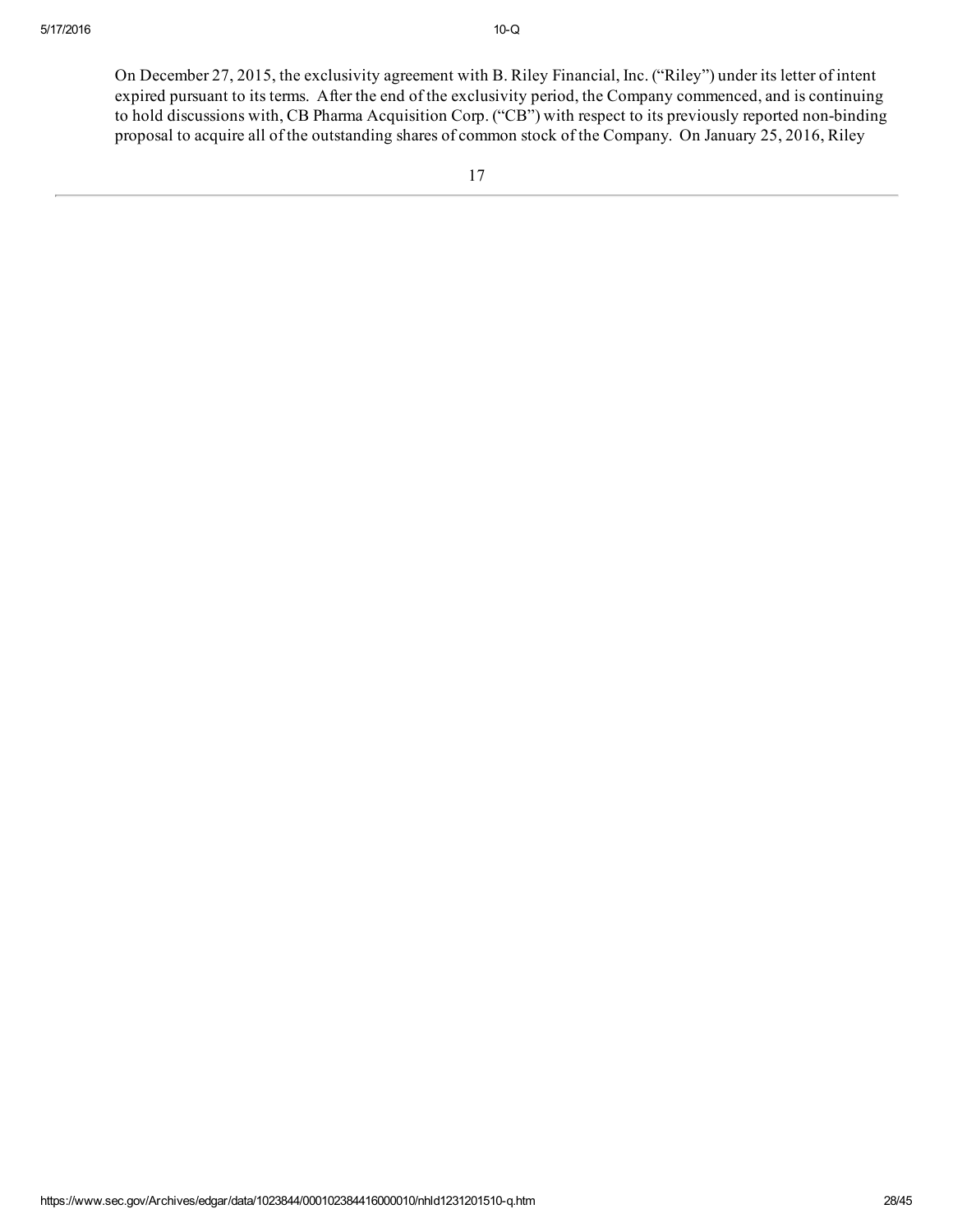On December 27, 2015, the exclusivity agreement with B. Riley Financial, Inc. ("Riley") under its letter of intent expired pursuant to its terms. After the end of the exclusivity period, the Company commenced, and is continuing to hold discussions with, CB Pharma Acquisition Corp. ("CB") with respect to its previously reported non-binding proposal to acquire all of the outstanding shares of common stock of the Company. On January 25, 2016, Riley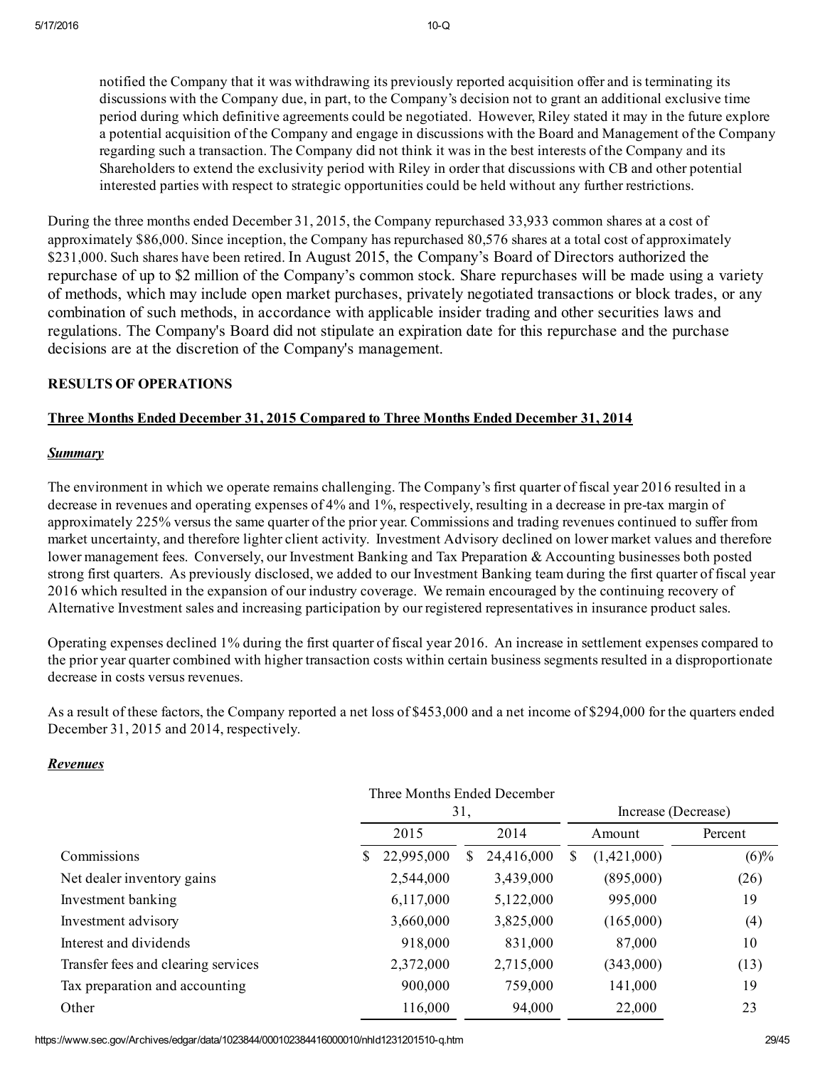notified the Company that it was withdrawing its previously reported acquisition offer and is terminating its discussions with the Company due, in part, to the Company's decision not to grant an additional exclusive time period during which definitive agreements could be negotiated. However, Riley stated it may in the future explore a potential acquisition of the Company and engage in discussions with the Board and Management of the Company regarding such a transaction. The Company did not think it was in the best interests of the Company and its Shareholders to extend the exclusivity period with Riley in order that discussions with CB and other potential interested parties with respect to strategic opportunities could be held without any further restrictions.

During the three months ended December 31, 2015, the Company repurchased 33,933 common shares at a cost of approximately $86,000. Since inception, the Company has repurchased 80,576 shares at a total cost of approximately $231,000. Such shares have been retired. In August 2015, the Company's Board of Directors authorized the repurchase of up to $2 million of the Company's common stock. Share repurchases will be made using a variety of methods, which may include open market purchases, privately negotiated transactions or block trades, or any combination of such methods, in accordance with applicable insider trading and other securities laws and regulations. The Company's Board did not stipulate an expiration date for this repurchase and the purchase decisions are at the discretion of the Company's management.

**RESULTS OF OPERATIONS**

**Three Months Ended December 31, 2015 Compared to Three Months Ended December 31, 2014**

***Summary***

The environment in which we operate remains challenging. The Company's first quarter of fiscal year 2016 resulted in a decrease in revenues and operating expenses of 4% and 1%, respectively, resulting in a decrease in pre-tax margin of approximately 225% versus the same quarter of the prior year. Commissions and trading revenues continued to suffer from market uncertainty, and therefore lighter client activity. Investment Advisory declined on lower market values and therefore lower management fees. Conversely, our Investment Banking and Tax Preparation & Accounting businesses both posted strong first quarters. As previously disclosed, we added to our Investment Banking team during the first quarter of fiscal year 2016 which resulted in the expansion of our industry coverage. We remain encouraged by the continuing recovery of Alternative Investment sales and increasing participation by our registered representatives in insurance product sales.

Operating expenses declined 1% during the first quarter of fiscal year 2016. An increase in settlement expenses compared to the prior year quarter combined with higher transaction costs within certain business segments resulted in a disproportionate decrease in costs versus revenues.

As a result of these factors, the Company reported a net loss of $453,000 and a net income of $294,000 for the quarters ended December 31, 2015 and 2014, respectively.

***Revenues***

| | Three Months Ended December 31, | | Increase (Decrease) | |
|---|---|---|---|---|
| | 2015 | 2014 | Amount | Percent |
| Commissions | $ 22,995,000 | $ 24,416,000 | $ (1,421,000) | (6)% |
| Net dealer inventory gains | 2,544,000 | 3,439,000 | (895,000) | (26) |
| Investment banking | 6,117,000 | 5,122,000 | 995,000 | 19 |
| Investment advisory | 3,660,000 | 3,825,000 | (165,000) | (4) |
| Interest and dividends | 918,000 | 831,000 | 87,000 | 10 |
| Transfer fees and clearing services | 2,372,000 | 2,715,000 | (343,000) | (13) |
| Tax preparation and accounting | 900,000 | 759,000 | 141,000 | 19 |
| Other | 116,000 | 94,000 | 22,000 | 23 |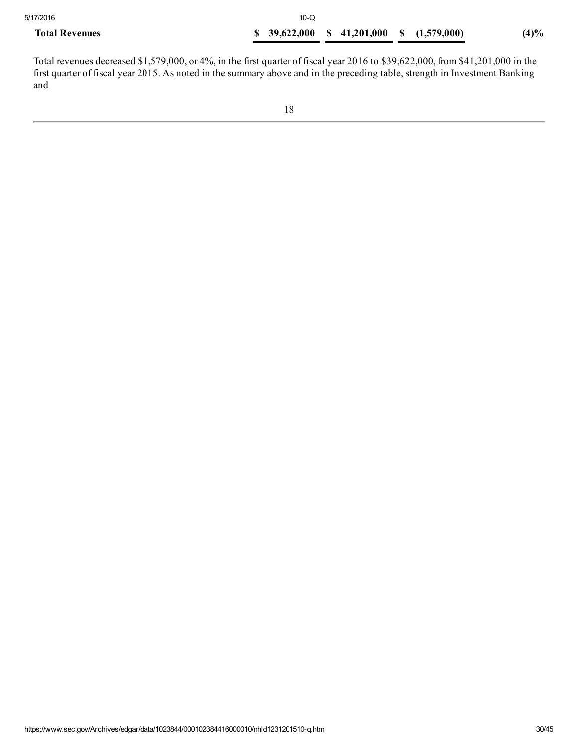| | | | | |
|---|---|---|---|---|
| **Total Revenues** | **$ 39,622,000** | **$ 41,201,000** | **$ (1,579,000)** | **(4)%** |

Total revenues decreased $1,579,000, or 4%, in the first quarter of fiscal year 2016 to $39,622,000, from $41,201,000 in the first quarter of fiscal year 2015. As noted in the summary above and in the preceding table, strength in Investment Banking and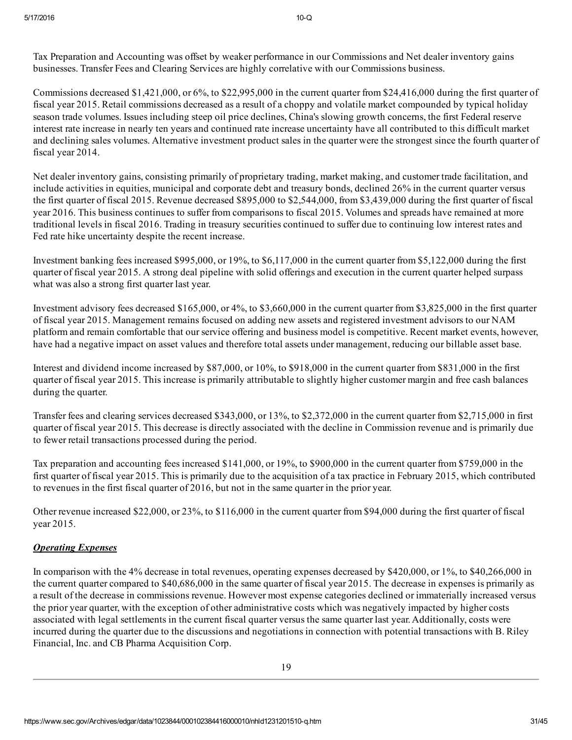Tax Preparation and Accounting was offset by weaker performance in our Commissions and Net dealer inventory gains businesses. Transfer Fees and Clearing Services are highly correlative with our Commissions business.

Commissions decreased $1,421,000, or 6%, to $22,995,000 in the current quarter from $24,416,000 during the first quarter of fiscal year 2015. Retail commissions decreased as a result of a choppy and volatile market compounded by typical holiday season trade volumes. Issues including steep oil price declines, China's slowing growth concerns, the first Federal reserve interest rate increase in nearly ten years and continued rate increase uncertainty have all contributed to this difficult market and declining sales volumes. Alternative investment product sales in the quarter were the strongest since the fourth quarter of fiscal year 2014.

Net dealer inventory gains, consisting primarily of proprietary trading, market making, and customer trade facilitation, and include activities in equities, municipal and corporate debt and treasury bonds, declined 26% in the current quarter versus the first quarter of fiscal 2015. Revenue decreased $895,000 to $2,544,000, from $3,439,000 during the first quarter of fiscal year 2016. This business continues to suffer from comparisons to fiscal 2015. Volumes and spreads have remained at more traditional levels in fiscal 2016. Trading in treasury securities continued to suffer due to continuing low interest rates and Fed rate hike uncertainty despite the recent increase.

Investment banking fees increased $995,000, or 19%, to $6,117,000 in the current quarter from $5,122,000 during the first quarter of fiscal year 2015. A strong deal pipeline with solid offerings and execution in the current quarter helped surpass what was also a strong first quarter last year.

Investment advisory fees decreased $165,000, or 4%, to $3,660,000 in the current quarter from $3,825,000 in the first quarter of fiscal year 2015. Management remains focused on adding new assets and registered investment advisors to our NAM platform and remain comfortable that our service offering and business model is competitive. Recent market events, however, have had a negative impact on asset values and therefore total assets under management, reducing our billable asset base.

Interest and dividend income increased by $87,000, or 10%, to $918,000 in the current quarter from $831,000 in the first quarter of fiscal year 2015. This increase is primarily attributable to slightly higher customer margin and free cash balances during the quarter.

Transfer fees and clearing services decreased $343,000, or 13%, to $2,372,000 in the current quarter from $2,715,000 in first quarter of fiscal year 2015. This decrease is directly associated with the decline in Commission revenue and is primarily due to fewer retail transactions processed during the period.

Tax preparation and accounting fees increased $141,000, or 19%, to $900,000 in the current quarter from $759,000 in the first quarter of fiscal year 2015. This is primarily due to the acquisition of a tax practice in February 2015, which contributed to revenues in the first fiscal quarter of 2016, but not in the same quarter in the prior year.

Other revenue increased $22,000, or 23%, to $116,000 in the current quarter from $94,000 during the first quarter of fiscal year 2015.

***Operating Expenses***

In comparison with the 4% decrease in total revenues, operating expenses decreased by $420,000, or 1%, to $40,266,000 in the current quarter compared to $40,686,000 in the same quarter of fiscal year 2015. The decrease in expenses is primarily as a result of the decrease in commissions revenue. However most expense categories declined or immaterially increased versus the prior year quarter, with the exception of other administrative costs which was negatively impacted by higher costs associated with legal settlements in the current fiscal quarter versus the same quarter last year. Additionally, costs were incurred during the quarter due to the discussions and negotiations in connection with potential transactions with B. Riley Financial, Inc. and CB Pharma Acquisition Corp.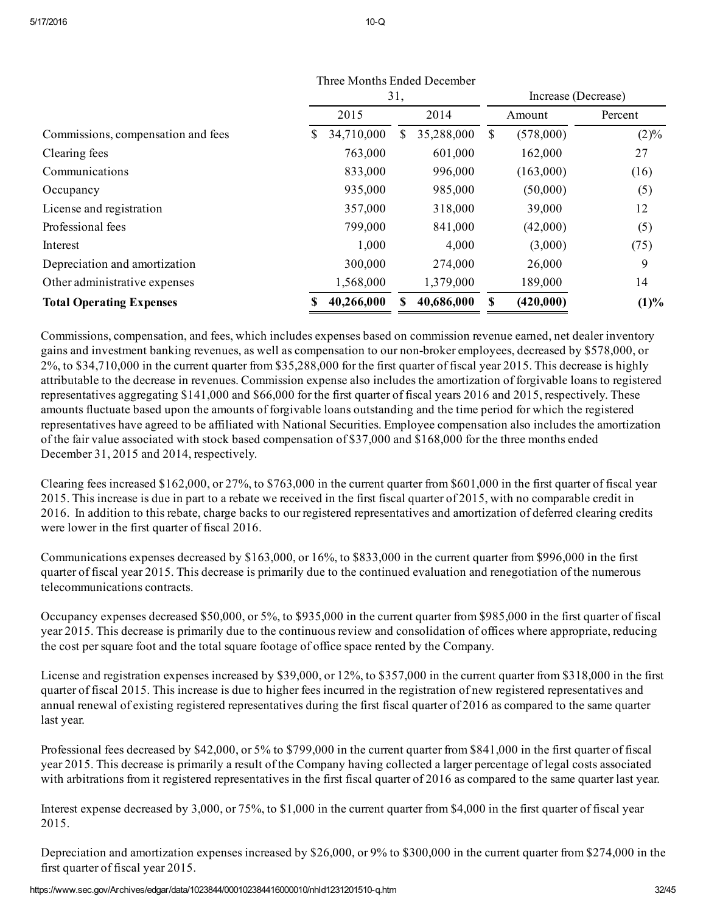| | Three Months Ended December 31, | | Increase (Decrease) | |
|---|---|---|---|---|
| | 2015 | 2014 | Amount | Percent |
| Commissions, compensation and fees | $ 34,710,000 | $ 35,288,000 | $ (578,000) | (2)% |
| Clearing fees | 763,000 | 601,000 | 162,000 | 27 |
| Communications | 833,000 | 996,000 | (163,000) | (16) |
| Occupancy | 935,000 | 985,000 | (50,000) | (5) |
| License and registration | 357,000 | 318,000 | 39,000 | 12 |
| Professional fees | 799,000 | 841,000 | (42,000) | (5) |
| Interest | 1,000 | 4,000 | (3,000) | (75) |
| Depreciation and amortization | 300,000 | 274,000 | 26,000 | 9 |
| Other administrative expenses | 1,568,000 | 1,379,000 | 189,000 | 14 |
| **Total Operating Expenses** | **$ 40,266,000** | **$ 40,686,000** | **$ (420,000)** | **(1)%** |

Commissions, compensation, and fees, which includes expenses based on commission revenue earned, net dealer inventory gains and investment banking revenues, as well as compensation to our non-broker employees, decreased by $578,000, or 2%, to $34,710,000 in the current quarter from $35,288,000 for the first quarter of fiscal year 2015. This decrease is highly attributable to the decrease in revenues. Commission expense also includes the amortization of forgivable loans to registered representatives aggregating $141,000 and $66,000 for the first quarter of fiscal years 2016 and 2015, respectively. These amounts fluctuate based upon the amounts of forgivable loans outstanding and the time period for which the registered representatives have agreed to be affiliated with National Securities. Employee compensation also includes the amortization of the fair value associated with stock based compensation of $37,000 and $168,000 for the three months ended December 31, 2015 and 2014, respectively.

Clearing fees increased $162,000, or 27%, to $763,000 in the current quarter from $601,000 in the first quarter of fiscal year 2015. This increase is due in part to a rebate we received in the first fiscal quarter of 2015, with no comparable credit in 2016. In addition to this rebate, charge backs to our registered representatives and amortization of deferred clearing credits were lower in the first quarter of fiscal 2016.

Communications expenses decreased by $163,000, or 16%, to $833,000 in the current quarter from $996,000 in the first quarter of fiscal year 2015. This decrease is primarily due to the continued evaluation and renegotiation of the numerous telecommunications contracts.

Occupancy expenses decreased $50,000, or 5%, to $935,000 in the current quarter from $985,000 in the first quarter of fiscal year 2015. This decrease is primarily due to the continuous review and consolidation of offices where appropriate, reducing the cost per square foot and the total square footage of office space rented by the Company.

License and registration expenses increased by $39,000, or 12%, to $357,000 in the current quarter from $318,000 in the first quarter of fiscal 2015. This increase is due to higher fees incurred in the registration of new registered representatives and annual renewal of existing registered representatives during the first fiscal quarter of 2016 as compared to the same quarter last year.

Professional fees decreased by $42,000, or 5% to $799,000 in the current quarter from $841,000 in the first quarter of fiscal year 2015. This decrease is primarily a result of the Company having collected a larger percentage of legal costs associated with arbitrations from it registered representatives in the first fiscal quarter of 2016 as compared to the same quarter last year.

Interest expense decreased by 3,000, or 75%, to $1,000 in the current quarter from $4,000 in the first quarter of fiscal year 2015.

Depreciation and amortization expenses increased by $26,000, or 9% to $300,000 in the current quarter from $274,000 in the first quarter of fiscal year 2015.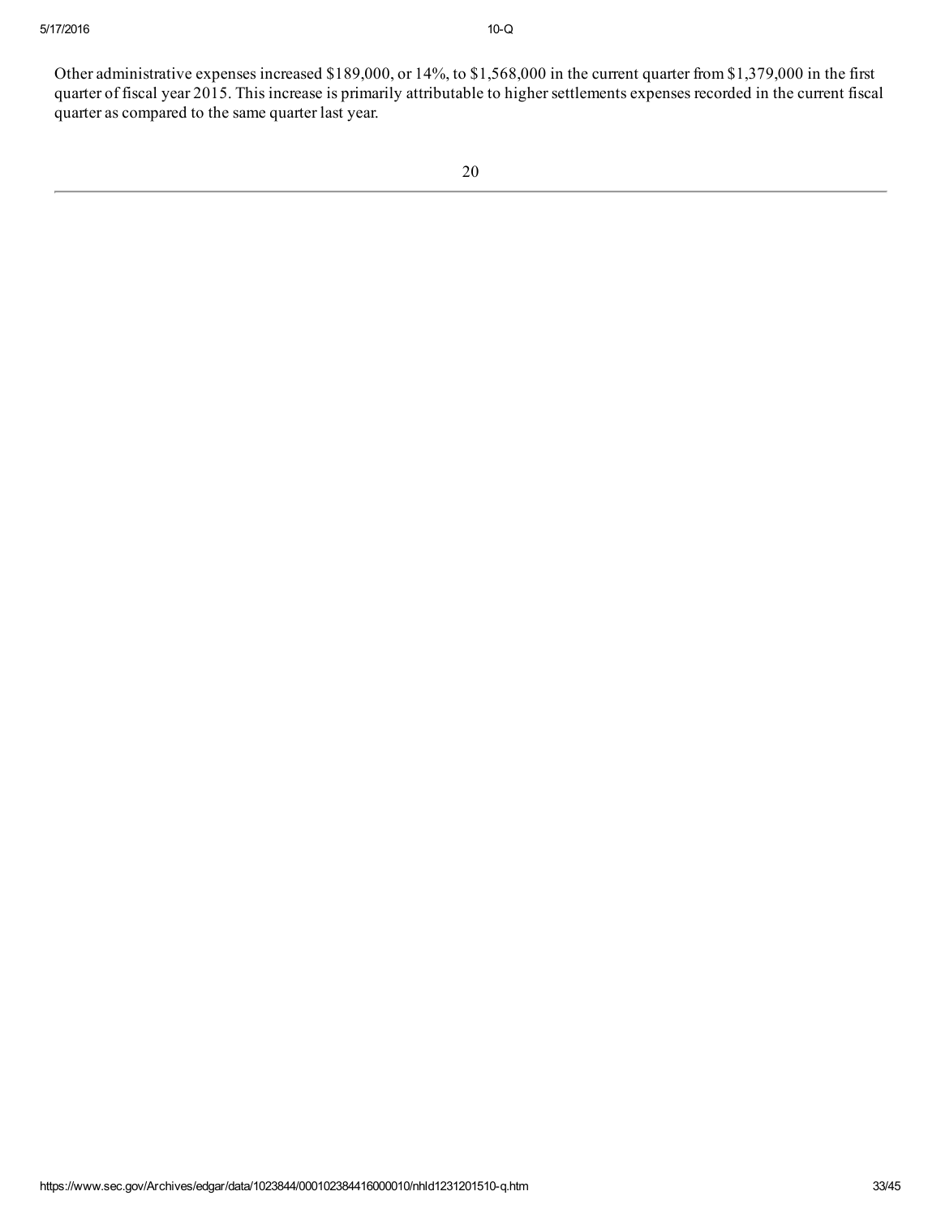Other administrative expenses increased $189,000, or 14%, to $1,568,000 in the current quarter from $1,379,000 in the first quarter of fiscal year 2015. This increase is primarily attributable to higher settlements expenses recorded in the current fiscal quarter as compared to the same quarter last year.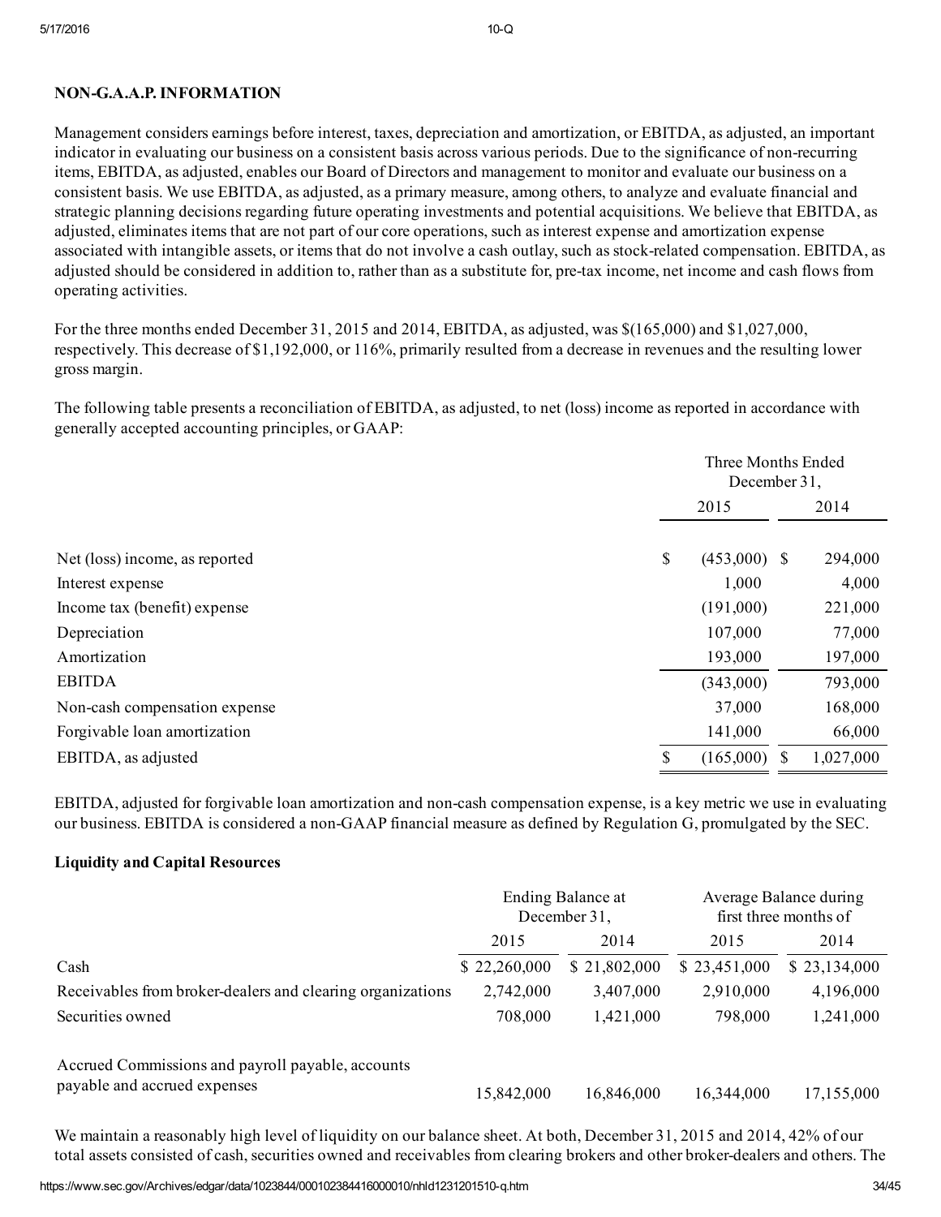## NON-G.A.A.P. INFORMATION

Management considers earnings before interest, taxes, depreciation and amortization, or EBITDA, as adjusted, an important indicator in evaluating our business on a consistent basis across various periods. Due to the significance of non-recurring items, EBITDA, as adjusted, enables our Board of Directors and management to monitor and evaluate our business on a consistent basis. We use EBITDA, as adjusted, as a primary measure, among others, to analyze and evaluate financial and strategic planning decisions regarding future operating investments and potential acquisitions. We believe that EBITDA, as adjusted, eliminates items that are not part of our core operations, such as interest expense and amortization expense associated with intangible assets, or items that do not involve a cash outlay, such as stock-related compensation. EBITDA, as adjusted should be considered in addition to, rather than as a substitute for, pre-tax income, net income and cash flows from operating activities.

For the three months ended December 31, 2015 and 2014, EBITDA, as adjusted, was $(165,000) and $1,027,000, respectively. This decrease of $1,192,000, or 116%, primarily resulted from a decrease in revenues and the resulting lower gross margin.

The following table presents a reconciliation of EBITDA, as adjusted, to net (loss) income as reported in accordance with generally accepted accounting principles, or GAAP:

| | Three Months Ended December 31, | |
|---|---|---|
| | 2015 | 2014 |
| Net (loss) income, as reported | $ (453,000) | $ 294,000 |
| Interest expense | 1,000 | 4,000 |
| Income tax (benefit) expense | (191,000) | 221,000 |
| Depreciation | 107,000 | 77,000 |
| Amortization | 193,000 | 197,000 |
| EBITDA | (343,000) | 793,000 |
| Non-cash compensation expense | 37,000 | 168,000 |
| Forgivable loan amortization | 141,000 | 66,000 |
| EBITDA, as adjusted | $ (165,000) | $ 1,027,000 |

EBITDA, adjusted for forgivable loan amortization and non-cash compensation expense, is a key metric we use in evaluating our business. EBITDA is considered a non-GAAP financial measure as defined by Regulation G, promulgated by the SEC.

### Liquidity and Capital Resources

| | Ending Balance at December 31, | | Average Balance during first three months of | |
|---|---|---|---|---|
| | 2015 | 2014 | 2015 | 2014 |
| Cash | $ 22,260,000 | $ 21,802,000 | $ 23,451,000 | $ 23,134,000 |
| Receivables from broker-dealers and clearing organizations | 2,742,000 | 3,407,000 | 2,910,000 | 4,196,000 |
| Securities owned | 708,000 | 1,421,000 | 798,000 | 1,241,000 |
| Accrued Commissions and payroll payable, accounts payable and accrued expenses | 15,842,000 | 16,846,000 | 16,344,000 | 17,155,000 |

We maintain a reasonably high level of liquidity on our balance sheet. At both, December 31, 2015 and 2014, 42% of our total assets consisted of cash, securities owned and receivables from clearing brokers and other broker-dealers and others. The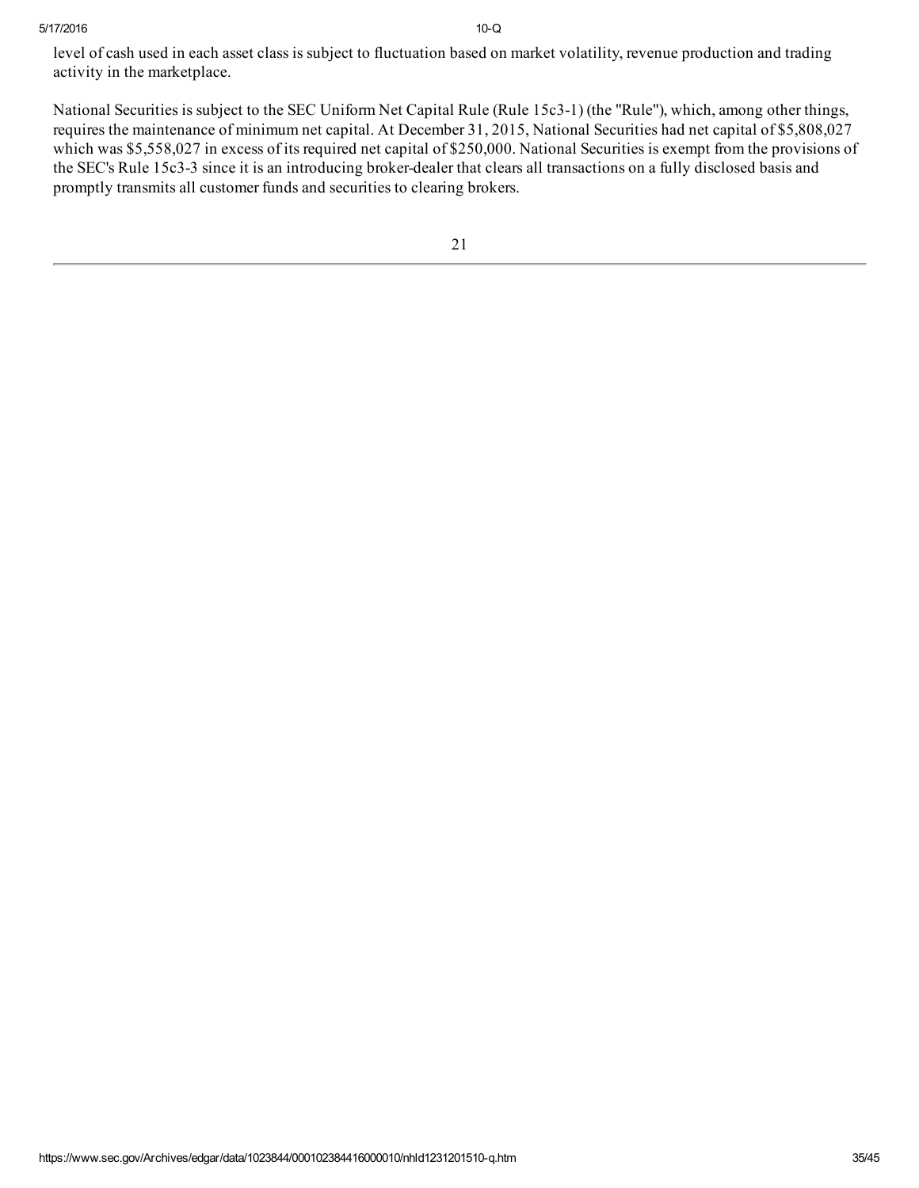level of cash used in each asset class is subject to fluctuation based on market volatility, revenue production and trading activity in the marketplace.

National Securities is subject to the SEC Uniform Net Capital Rule (Rule 15c3-1) (the "Rule"), which, among other things, requires the maintenance of minimum net capital. At December 31, 2015, National Securities had net capital of $5,808,027 which was $5,558,027 in excess of its required net capital of $250,000. National Securities is exempt from the provisions of the SEC's Rule 15c3-3 since it is an introducing broker-dealer that clears all transactions on a fully disclosed basis and promptly transmits all customer funds and securities to clearing brokers.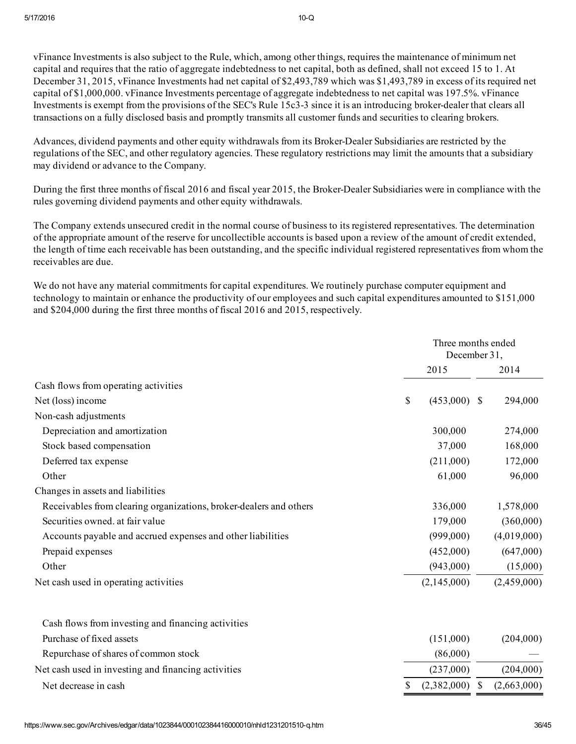vFinance Investments is also subject to the Rule, which, among other things, requires the maintenance of minimum net capital and requires that the ratio of aggregate indebtedness to net capital, both as defined, shall not exceed 15 to 1. At December 31, 2015, vFinance Investments had net capital of $2,493,789 which was $1,493,789 in excess of its required net capital of $1,000,000. vFinance Investments percentage of aggregate indebtedness to net capital was 197.5%. vFinance Investments is exempt from the provisions of the SEC's Rule 15c3-3 since it is an introducing broker-dealer that clears all transactions on a fully disclosed basis and promptly transmits all customer funds and securities to clearing brokers.

Advances, dividend payments and other equity withdrawals from its Broker-Dealer Subsidiaries are restricted by the regulations of the SEC, and other regulatory agencies. These regulatory restrictions may limit the amounts that a subsidiary may dividend or advance to the Company.

During the first three months of fiscal 2016 and fiscal year 2015, the Broker-Dealer Subsidiaries were in compliance with the rules governing dividend payments and other equity withdrawals.

The Company extends unsecured credit in the normal course of business to its registered representatives. The determination of the appropriate amount of the reserve for uncollectible accounts is based upon a review of the amount of credit extended, the length of time each receivable has been outstanding, and the specific individual registered representatives from whom the receivables are due.

We do not have any material commitments for capital expenditures. We routinely purchase computer equipment and technology to maintain or enhance the productivity of our employees and such capital expenditures amounted to $151,000 and $204,000 during the first three months of fiscal 2016 and 2015, respectively.

| | Three months ended December 31, | |
|---|---|---|
| | 2015 | 2014 |
| Cash flows from operating activities | | |
| Net (loss) income | $ (453,000) | $ 294,000 |
| Non-cash adjustments | | |
| Depreciation and amortization | 300,000 | 274,000 |
| Stock based compensation | 37,000 | 168,000 |
| Deferred tax expense | (211,000) | 172,000 |
| Other | 61,000 | 96,000 |
| Changes in assets and liabilities | | |
| Receivables from clearing organizations, broker-dealers and others | 336,000 | 1,578,000 |
| Securities owned. at fair value | 179,000 | (360,000) |
| Accounts payable and accrued expenses and other liabilities | (999,000) | (4,019,000) |
| Prepaid expenses | (452,000) | (647,000) |
| Other | (943,000) | (15,000) |
| Net cash used in operating activities | (2,145,000) | (2,459,000) |
| Cash flows from investing and financing activities | | |
| Purchase of fixed assets | (151,000) | (204,000) |
| Repurchase of shares of common stock | (86,000) | — |
| Net cash used in investing and financing activities | (237,000) | (204,000) |
| Net decrease in cash | $ (2,382,000) | $ (2,663,000) |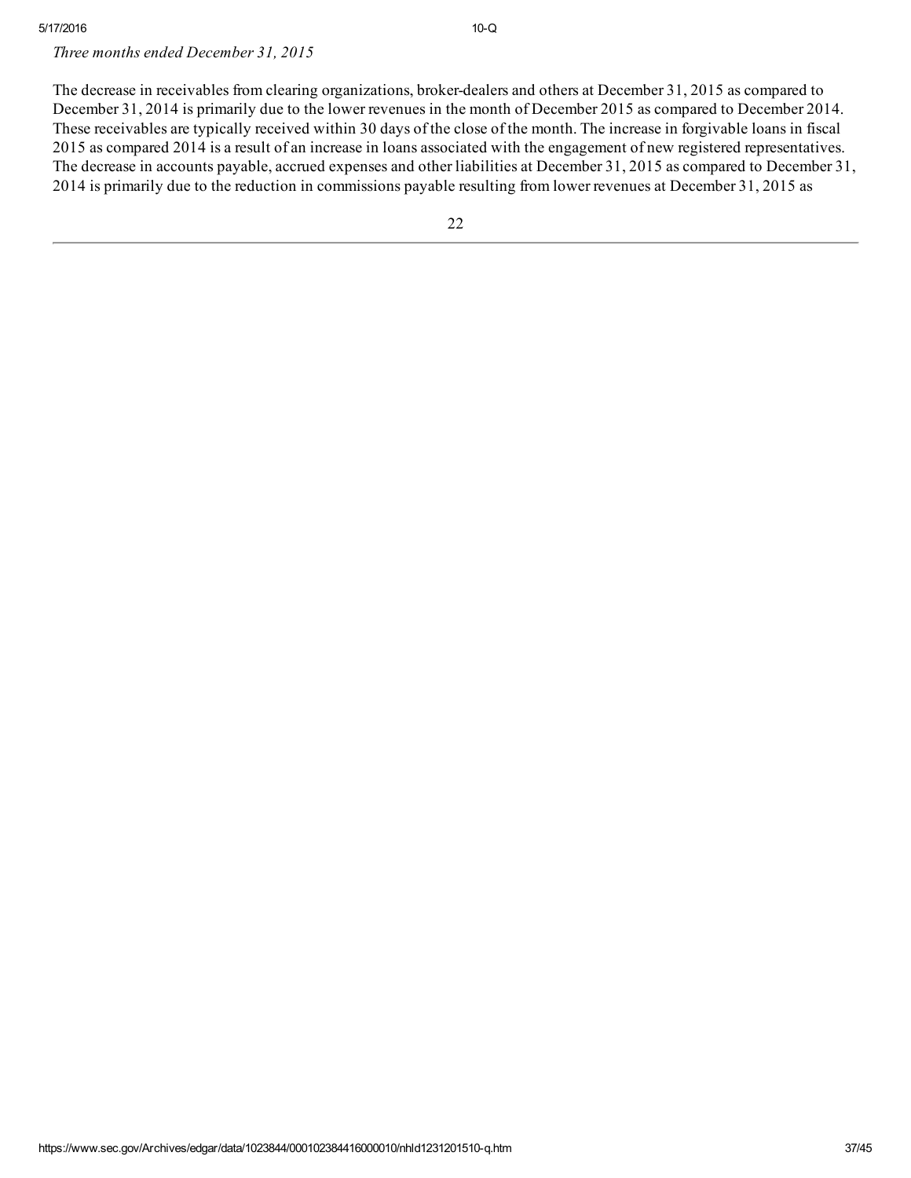*Three months ended December 31, 2015*

The decrease in receivables from clearing organizations, broker-dealers and others at December 31, 2015 as compared to December 31, 2014 is primarily due to the lower revenues in the month of December 2015 as compared to December 2014. These receivables are typically received within 30 days of the close of the month. The increase in forgivable loans in fiscal 2015 as compared 2014 is a result of an increase in loans associated with the engagement of new registered representatives. The decrease in accounts payable, accrued expenses and other liabilities at December 31, 2015 as compared to December 31, 2014 is primarily due to the reduction in commissions payable resulting from lower revenues at December 31, 2015 as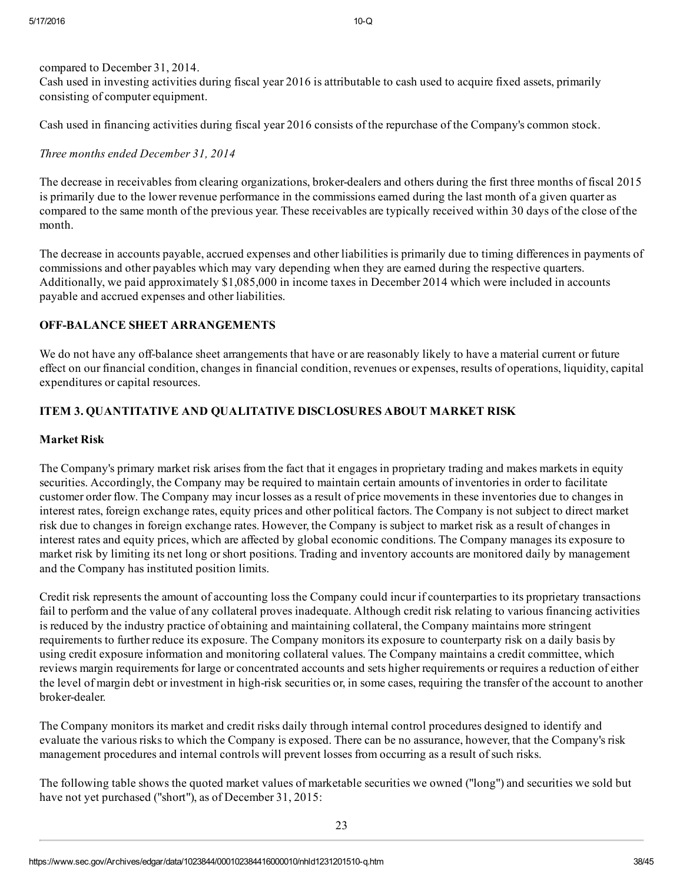compared to December 31, 2014.

Cash used in investing activities during fiscal year 2016 is attributable to cash used to acquire fixed assets, primarily consisting of computer equipment.

Cash used in financing activities during fiscal year 2016 consists of the repurchase of the Company's common stock.

*Three months ended December 31, 2014*

The decrease in receivables from clearing organizations, broker-dealers and others during the first three months of fiscal 2015 is primarily due to the lower revenue performance in the commissions earned during the last month of a given quarter as compared to the same month of the previous year. These receivables are typically received within 30 days of the close of the month.

The decrease in accounts payable, accrued expenses and other liabilities is primarily due to timing differences in payments of commissions and other payables which may vary depending when they are earned during the respective quarters. Additionally, we paid approximately $1,085,000 in income taxes in December 2014 which were included in accounts payable and accrued expenses and other liabilities.

**OFF-BALANCE SHEET ARRANGEMENTS**

We do not have any off-balance sheet arrangements that have or are reasonably likely to have a material current or future effect on our financial condition, changes in financial condition, revenues or expenses, results of operations, liquidity, capital expenditures or capital resources.

**ITEM 3. QUANTITATIVE AND QUALITATIVE DISCLOSURES ABOUT MARKET RISK**

**Market Risk**

The Company's primary market risk arises from the fact that it engages in proprietary trading and makes markets in equity securities. Accordingly, the Company may be required to maintain certain amounts of inventories in order to facilitate customer order flow. The Company may incur losses as a result of price movements in these inventories due to changes in interest rates, foreign exchange rates, equity prices and other political factors. The Company is not subject to direct market risk due to changes in foreign exchange rates. However, the Company is subject to market risk as a result of changes in interest rates and equity prices, which are affected by global economic conditions. The Company manages its exposure to market risk by limiting its net long or short positions. Trading and inventory accounts are monitored daily by management and the Company has instituted position limits.

Credit risk represents the amount of accounting loss the Company could incur if counterparties to its proprietary transactions fail to perform and the value of any collateral proves inadequate. Although credit risk relating to various financing activities is reduced by the industry practice of obtaining and maintaining collateral, the Company maintains more stringent requirements to further reduce its exposure. The Company monitors its exposure to counterparty risk on a daily basis by using credit exposure information and monitoring collateral values. The Company maintains a credit committee, which reviews margin requirements for large or concentrated accounts and sets higher requirements or requires a reduction of either the level of margin debt or investment in high-risk securities or, in some cases, requiring the transfer of the account to another broker-dealer.

The Company monitors its market and credit risks daily through internal control procedures designed to identify and evaluate the various risks to which the Company is exposed. There can be no assurance, however, that the Company's risk management procedures and internal controls will prevent losses from occurring as a result of such risks.

The following table shows the quoted market values of marketable securities we owned ("long") and securities we sold but have not yet purchased ("short"), as of December 31, 2015: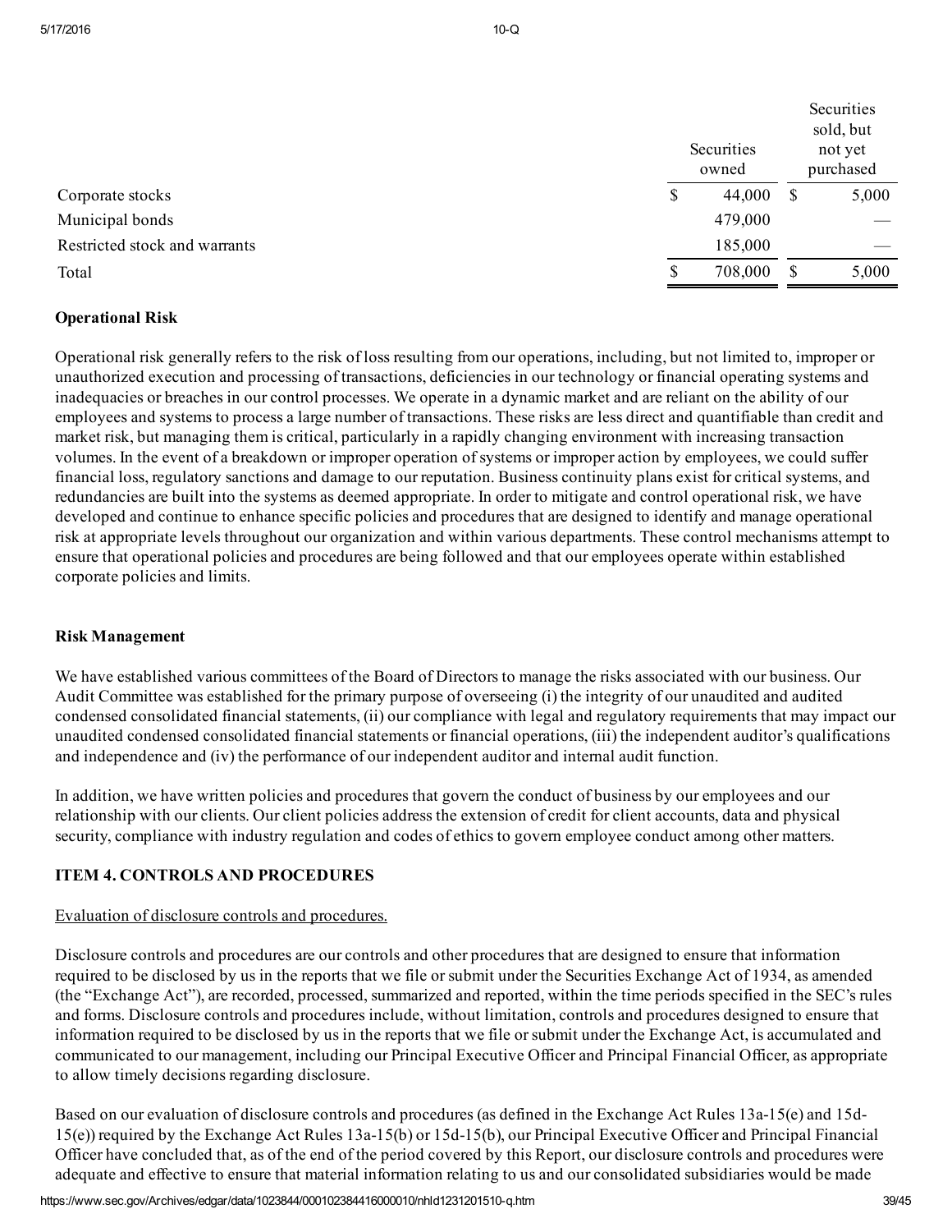|  | Securities owned | Securities sold, but not yet purchased |
|---|---|---|
| Corporate stocks | $ 44,000 | $ 5,000 |
| Municipal bonds | 479,000 | — |
| Restricted stock and warrants | 185,000 | — |
| Total | $ 708,000 | $ 5,000 |

**Operational Risk**

Operational risk generally refers to the risk of loss resulting from our operations, including, but not limited to, improper or unauthorized execution and processing of transactions, deficiencies in our technology or financial operating systems and inadequacies or breaches in our control processes. We operate in a dynamic market and are reliant on the ability of our employees and systems to process a large number of transactions. These risks are less direct and quantifiable than credit and market risk, but managing them is critical, particularly in a rapidly changing environment with increasing transaction volumes. In the event of a breakdown or improper operation of systems or improper action by employees, we could suffer financial loss, regulatory sanctions and damage to our reputation. Business continuity plans exist for critical systems, and redundancies are built into the systems as deemed appropriate. In order to mitigate and control operational risk, we have developed and continue to enhance specific policies and procedures that are designed to identify and manage operational risk at appropriate levels throughout our organization and within various departments. These control mechanisms attempt to ensure that operational policies and procedures are being followed and that our employees operate within established corporate policies and limits.

**Risk Management**

We have established various committees of the Board of Directors to manage the risks associated with our business. Our Audit Committee was established for the primary purpose of overseeing (i) the integrity of our unaudited and audited condensed consolidated financial statements, (ii) our compliance with legal and regulatory requirements that may impact our unaudited condensed consolidated financial statements or financial operations, (iii) the independent auditor's qualifications and independence and (iv) the performance of our independent auditor and internal audit function.

In addition, we have written policies and procedures that govern the conduct of business by our employees and our relationship with our clients. Our client policies address the extension of credit for client accounts, data and physical security, compliance with industry regulation and codes of ethics to govern employee conduct among other matters.

**ITEM 4. CONTROLS AND PROCEDURES**

Evaluation of disclosure controls and procedures.

Disclosure controls and procedures are our controls and other procedures that are designed to ensure that information required to be disclosed by us in the reports that we file or submit under the Securities Exchange Act of 1934, as amended (the "Exchange Act"), are recorded, processed, summarized and reported, within the time periods specified in the SEC's rules and forms. Disclosure controls and procedures include, without limitation, controls and procedures designed to ensure that information required to be disclosed by us in the reports that we file or submit under the Exchange Act, is accumulated and communicated to our management, including our Principal Executive Officer and Principal Financial Officer, as appropriate to allow timely decisions regarding disclosure.

Based on our evaluation of disclosure controls and procedures (as defined in the Exchange Act Rules 13a-15(e) and 15d-15(e)) required by the Exchange Act Rules 13a-15(b) or 15d-15(b), our Principal Executive Officer and Principal Financial Officer have concluded that, as of the end of the period covered by this Report, our disclosure controls and procedures were adequate and effective to ensure that material information relating to us and our consolidated subsidiaries would be made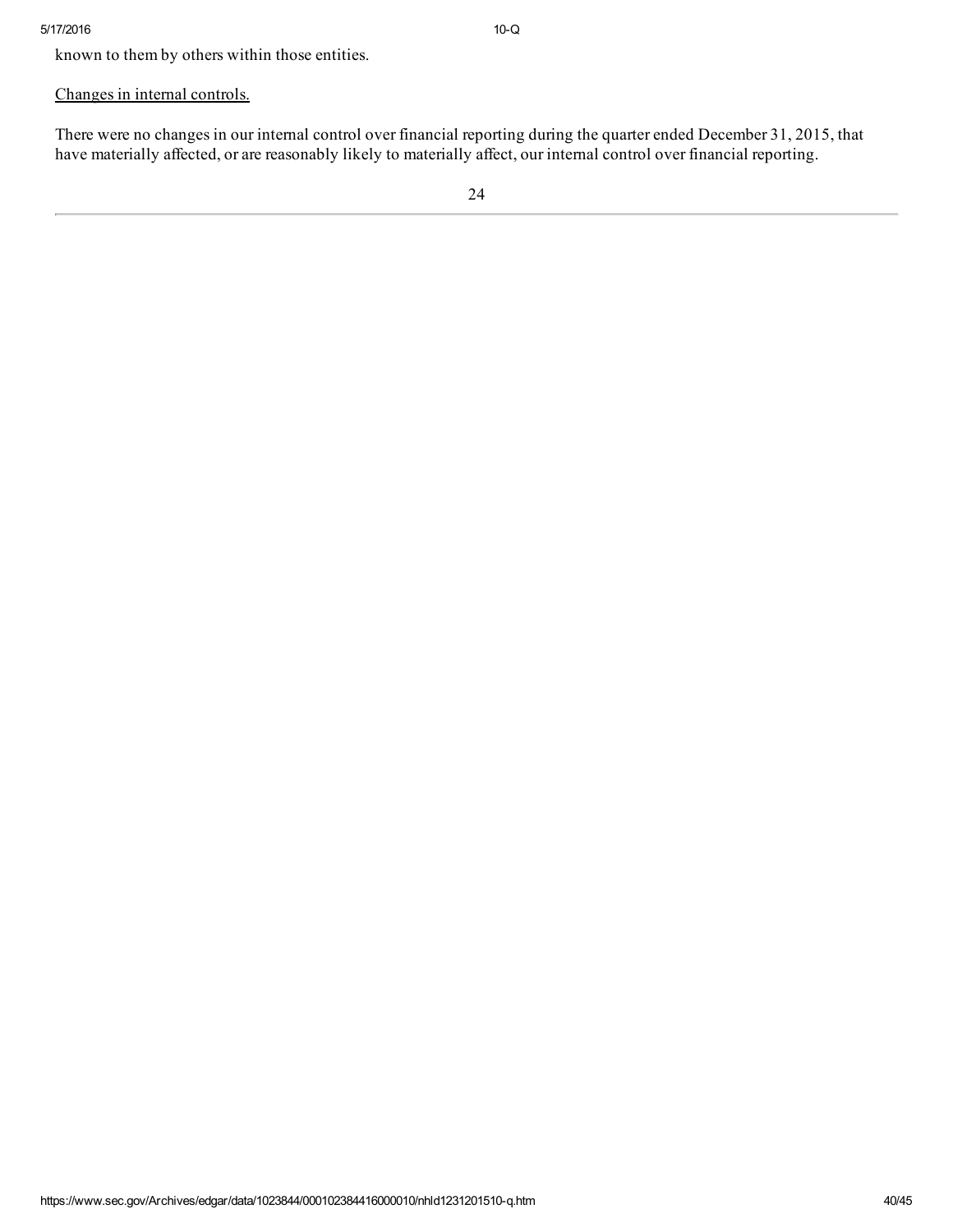known to them by others within those entities.

Changes in internal controls.

There were no changes in our internal control over financial reporting during the quarter ended December 31, 2015, that have materially affected, or are reasonably likely to materially affect, our internal control over financial reporting.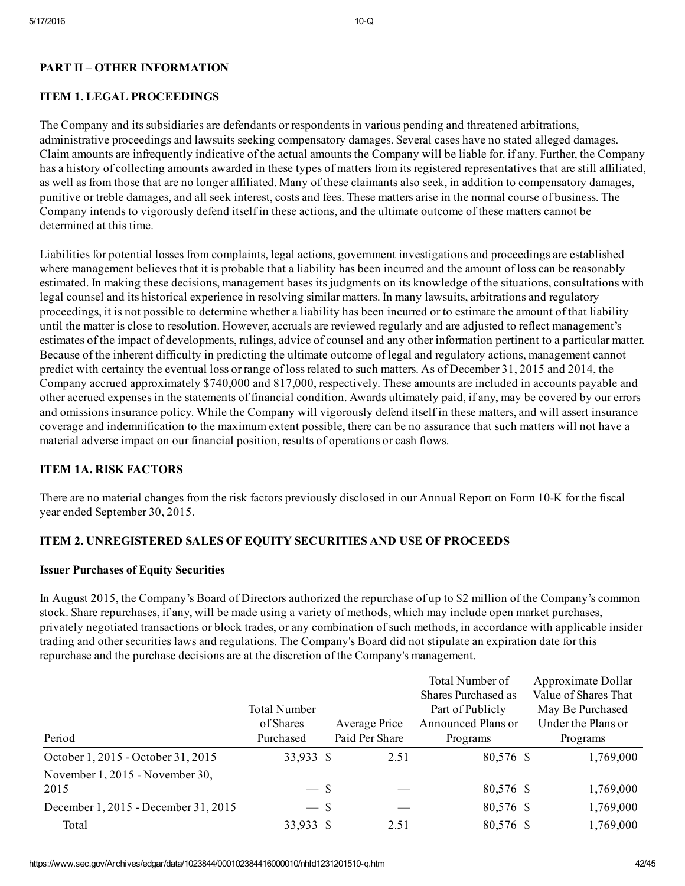## PART II – OTHER INFORMATION

### ITEM 1. LEGAL PROCEEDINGS

The Company and its subsidiaries are defendants or respondents in various pending and threatened arbitrations, administrative proceedings and lawsuits seeking compensatory damages. Several cases have no stated alleged damages. Claim amounts are infrequently indicative of the actual amounts the Company will be liable for, if any. Further, the Company has a history of collecting amounts awarded in these types of matters from its registered representatives that are still affiliated, as well as from those that are no longer affiliated. Many of these claimants also seek, in addition to compensatory damages, punitive or treble damages, and all seek interest, costs and fees. These matters arise in the normal course of business. The Company intends to vigorously defend itself in these actions, and the ultimate outcome of these matters cannot be determined at this time.

Liabilities for potential losses from complaints, legal actions, government investigations and proceedings are established where management believes that it is probable that a liability has been incurred and the amount of loss can be reasonably estimated. In making these decisions, management bases its judgments on its knowledge of the situations, consultations with legal counsel and its historical experience in resolving similar matters. In many lawsuits, arbitrations and regulatory proceedings, it is not possible to determine whether a liability has been incurred or to estimate the amount of that liability until the matter is close to resolution. However, accruals are reviewed regularly and are adjusted to reflect management's estimates of the impact of developments, rulings, advice of counsel and any other information pertinent to a particular matter. Because of the inherent difficulty in predicting the ultimate outcome of legal and regulatory actions, management cannot predict with certainty the eventual loss or range of loss related to such matters. As of December 31, 2015 and 2014, the Company accrued approximately $740,000 and 817,000, respectively. These amounts are included in accounts payable and other accrued expenses in the statements of financial condition. Awards ultimately paid, if any, may be covered by our errors and omissions insurance policy. While the Company will vigorously defend itself in these matters, and will assert insurance coverage and indemnification to the maximum extent possible, there can be no assurance that such matters will not have a material adverse impact on our financial position, results of operations or cash flows.

### ITEM 1A. RISK FACTORS

There are no material changes from the risk factors previously disclosed in our Annual Report on Form 10-K for the fiscal year ended September 30, 2015.

### ITEM 2. UNREGISTERED SALES OF EQUITY SECURITIES AND USE OF PROCEEDS

**Issuer Purchases of Equity Securities**

In August 2015, the Company's Board of Directors authorized the repurchase of up to $2 million of the Company's common stock. Share repurchases, if any, will be made using a variety of methods, which may include open market purchases, privately negotiated transactions or block trades, or any combination of such methods, in accordance with applicable insider trading and other securities laws and regulations. The Company's Board did not stipulate an expiration date for this repurchase and the purchase decisions are at the discretion of the Company's management.

| Period | Total Number of Shares Purchased | Average Price Paid Per Share | Total Number of Shares Purchased as Part of Publicly Announced Plans or Programs | Approximate Dollar Value of Shares That May Be Purchased Under the Plans or Programs |
|---|---|---|---|---|
| October 1, 2015 - October 31, 2015 | 33,933 | $ 2.51 | 80,576 | $ 1,769,000 |
| November 1, 2015 - November 30, 2015 | — | $ — | 80,576 | $ 1,769,000 |
| December 1, 2015 - December 31, 2015 | — | $ — | 80,576 | $ 1,769,000 |
| Total | 33,933 | $ 2.51 | 80,576 | $ 1,769,000 |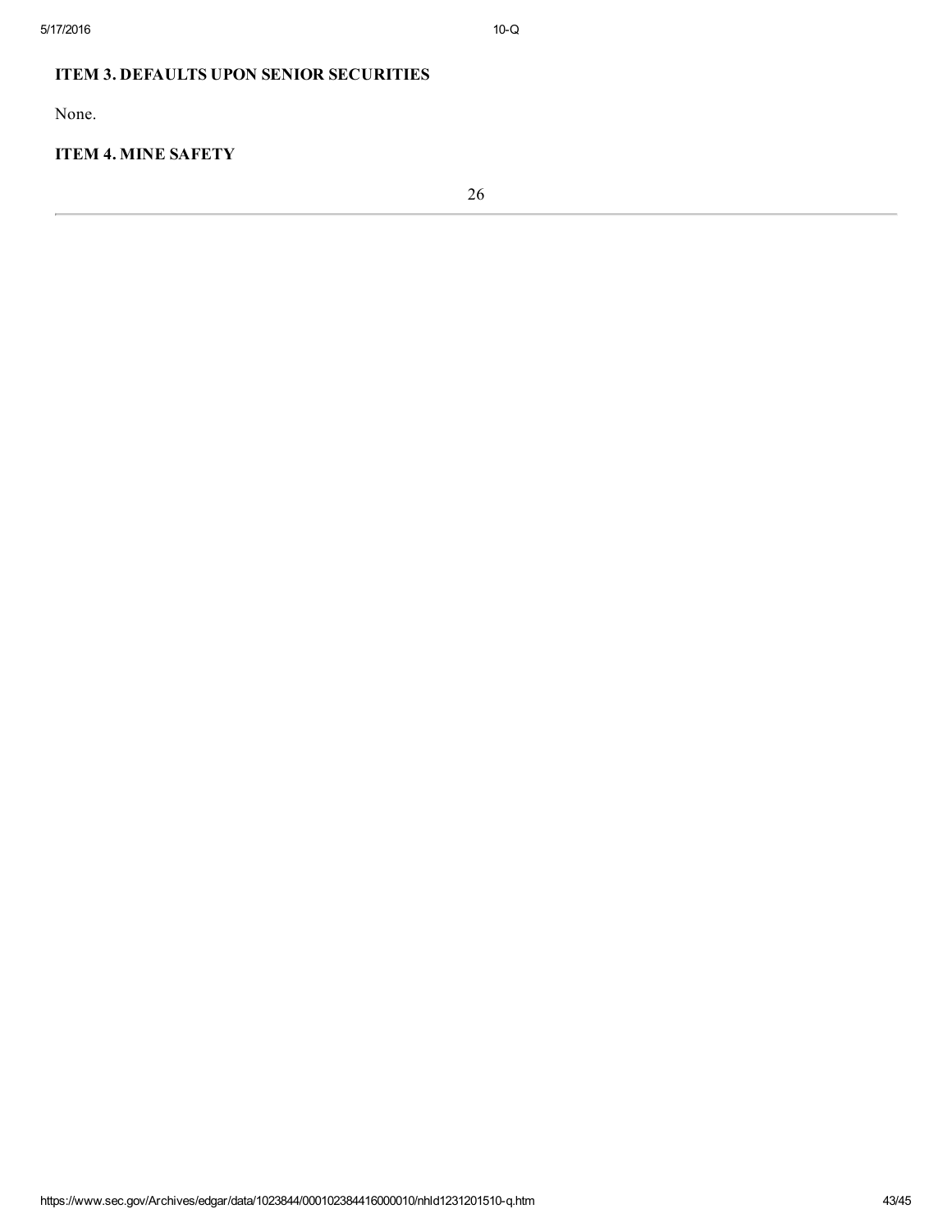## ITEM 3. DEFAULTS UPON SENIOR SECURITIES

None.

## ITEM 4. MINE SAFETY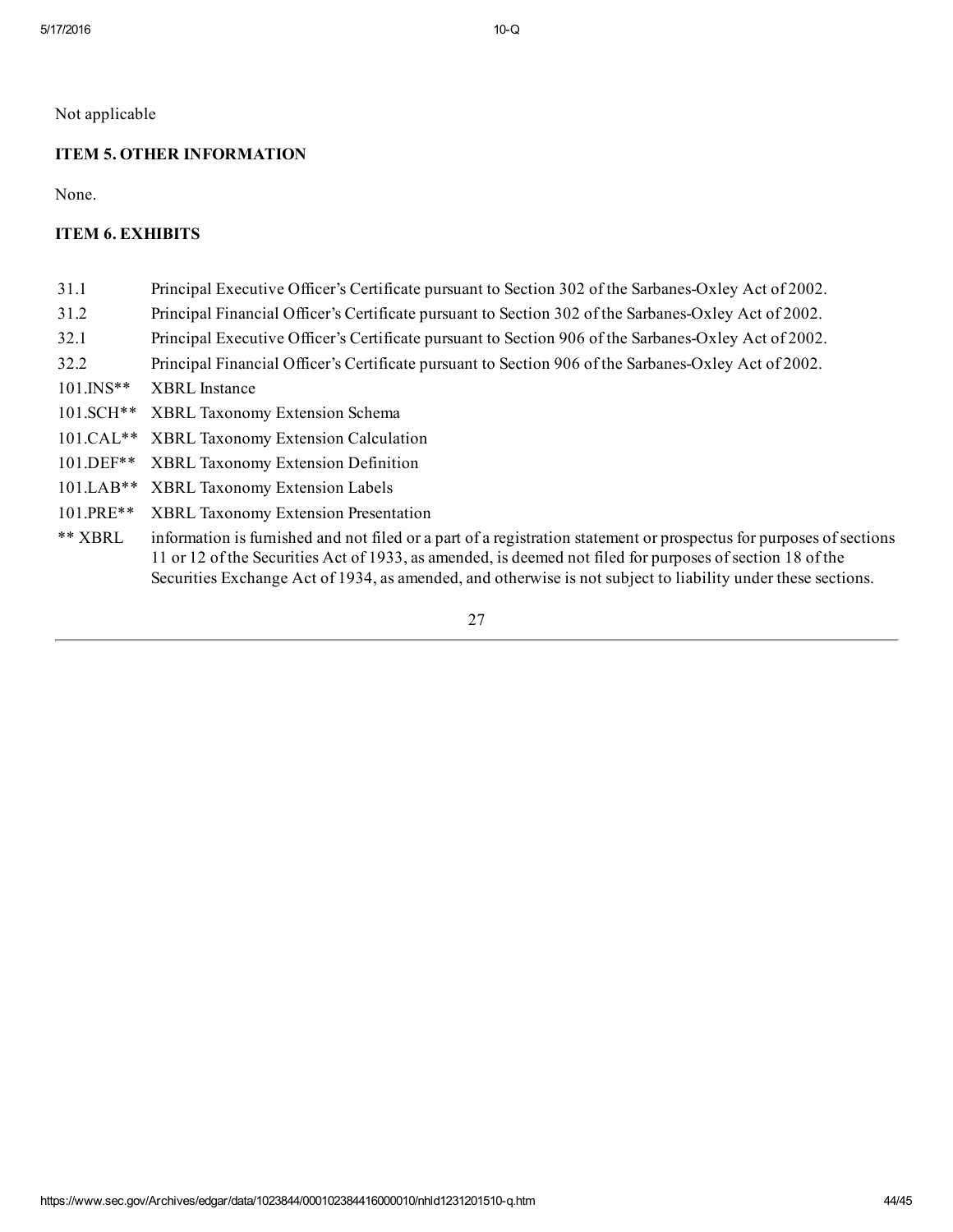Not applicable

### ITEM 5. OTHER INFORMATION

None.

### ITEM 6. EXHIBITS

| | |
|---|---|
| 31.1 | Principal Executive Officer's Certificate pursuant to Section 302 of the Sarbanes-Oxley Act of 2002. |
| 31.2 | Principal Financial Officer's Certificate pursuant to Section 302 of the Sarbanes-Oxley Act of 2002. |
| 32.1 | Principal Executive Officer's Certificate pursuant to Section 906 of the Sarbanes-Oxley Act of 2002. |
| 32.2 | Principal Financial Officer's Certificate pursuant to Section 906 of the Sarbanes-Oxley Act of 2002. |
| 101.INS** | XBRL Instance |
| 101.SCH** | XBRL Taxonomy Extension Schema |
| 101.CAL** | XBRL Taxonomy Extension Calculation |
| 101.DEF** | XBRL Taxonomy Extension Definition |
| 101.LAB** | XBRL Taxonomy Extension Labels |
| 101.PRE** | XBRL Taxonomy Extension Presentation |
| ** XBRL | information is furnished and not filed or a part of a registration statement or prospectus for purposes of sections 11 or 12 of the Securities Act of 1933, as amended, is deemed not filed for purposes of section 18 of the Securities Exchange Act of 1934, as amended, and otherwise is not subject to liability under these sections. |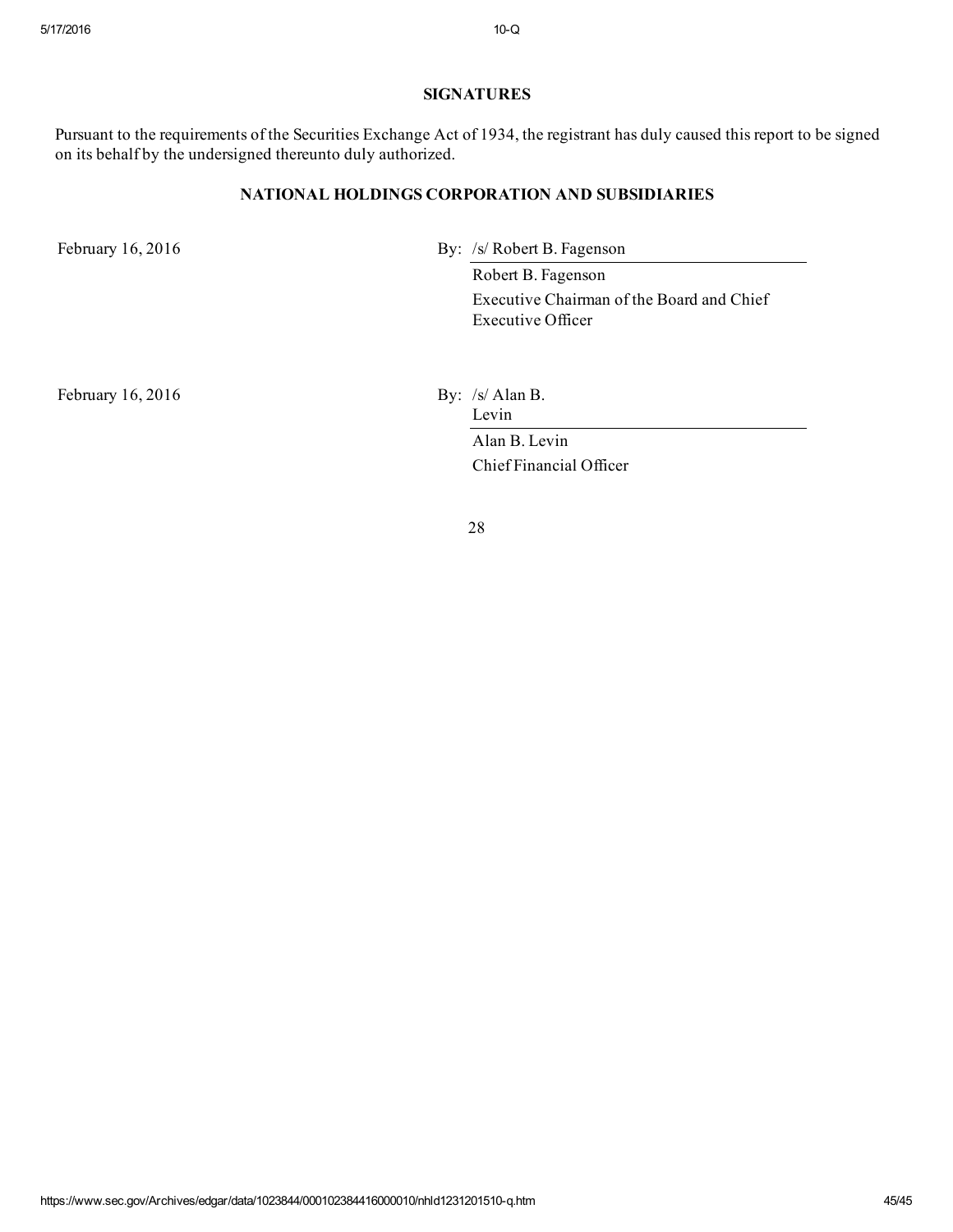## SIGNATURES

Pursuant to the requirements of the Securities Exchange Act of 1934, the registrant has duly caused this report to be signed on its behalf by the undersigned thereunto duly authorized.

### NATIONAL HOLDINGS CORPORATION AND SUBSIDIARIES

February 16, 2016

By: /s/ Robert B. Fagenson

Robert B. Fagenson
Executive Chairman of the Board and Chief Executive Officer

February 16, 2016

By: /s/ Alan B. Levin

Alan B. Levin
Chief Financial Officer